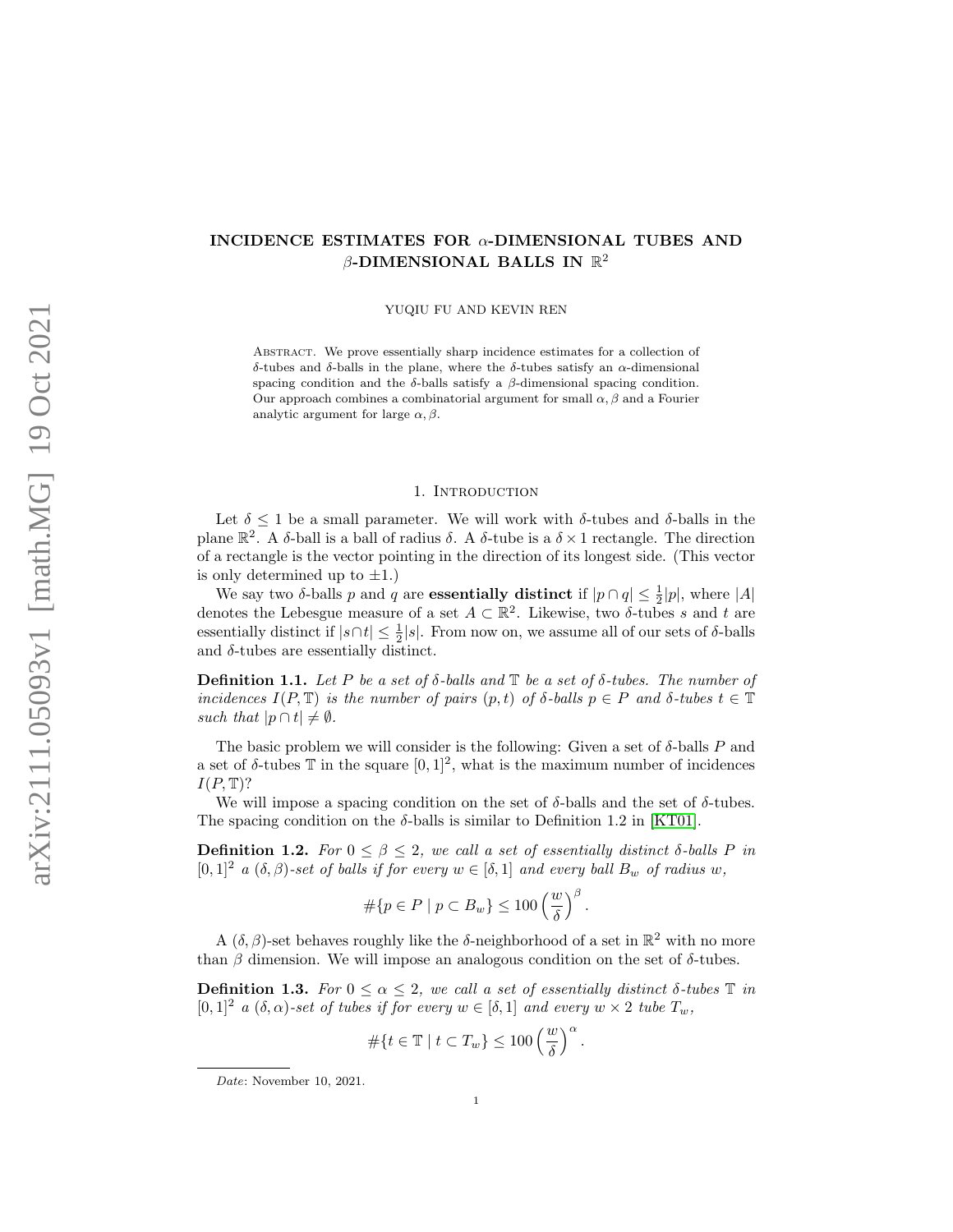# INCIDENCE ESTIMATES FOR $\alpha$-DIMENSIONAL TUBES AND $\beta$-DIMENSIONAL BALLS IN $\mathbb{R}^2$

YUQIU FU AND KEVIN REN

**Abstract.** We prove essentially sharp incidence estimates for a collection of $\delta$-tubes and $\delta$-balls in the plane, where the $\delta$-tubes satisfy an $\alpha$-dimensional spacing condition and the $\delta$-balls satisfy a $\beta$-dimensional spacing condition. Our approach combines a combinatorial argument for small $\alpha, \beta$ and a Fourier analytic argument for large $\alpha, \beta$.

## 1. Introduction

Let $\delta \leq 1$ be a small parameter. We will work with $\delta$-tubes and $\delta$-balls in the plane $\mathbb{R}^2$. A $\delta$-ball is a ball of radius $\delta$. A $\delta$-tube is a $\delta \times 1$ rectangle. The direction of a rectangle is the vector pointing in the direction of its longest side. (This vector is only determined up to $\pm 1$.)

We say two $\delta$-balls $p$ and $q$ are **essentially distinct** if $|p \cap q| \leq \frac{1}{2}|p|$, where $|A|$ denotes the Lebesgue measure of a set $A \subset \mathbb{R}^2$. Likewise, two $\delta$-tubes $s$ and $t$ are essentially distinct if $|s \cap t| \leq \frac{1}{2}|s|$. From now on, we assume all of our sets of $\delta$-balls and $\delta$-tubes are essentially distinct.

**Definition 1.1.** *Let $P$ be a set of $\delta$-balls and $\mathbb{T}$ be a set of $\delta$-tubes. The number of incidences $I(P, \mathbb{T})$ is the number of pairs $(p, t)$ of $\delta$-balls $p \in P$ and $\delta$-tubes $t \in \mathbb{T}$ such that $|p \cap t| \neq \emptyset$.*

The basic problem we will consider is the following: Given a set of $\delta$-balls $P$ and a set of $\delta$-tubes $\mathbb{T}$ in the square $[0, 1]^2$, what is the maximum number of incidences $I(P, \mathbb{T})$?

We will impose a spacing condition on the set of $\delta$-balls and the set of $\delta$-tubes. The spacing condition on the $\delta$-balls is similar to Definition 1.2 in [KT01].

**Definition 1.2.** *For $0 \leq \beta \leq 2$, we call a set of essentially distinct $\delta$-balls $P$ in $[0, 1]^2$ a $(\delta, \beta)$-set of balls if for every $w \in [\delta, 1]$ and every ball $B_w$ of radius $w$,*

$$\#\{p \in P \mid p \subset B_w\} \leq 100 \left(\frac{w}{\delta}\right)^\beta.$$

A $(\delta, \beta)$-set behaves roughly like the $\delta$-neighborhood of a set in $\mathbb{R}^2$ with no more than $\beta$ dimension. We will impose an analogous condition on the set of $\delta$-tubes.

**Definition 1.3.** *For $0 \leq \alpha \leq 2$, we call a set of essentially distinct $\delta$-tubes $\mathbb{T}$ in $[0, 1]^2$ a $(\delta, \alpha)$-set of tubes if for every $w \in [\delta, 1]$ and every $w \times 2$ tube $T_w$,*

$$\#\{t \in \mathbb{T} \mid t \subset T_w\} \leq 100 \left(\frac{w}{\delta}\right)^\alpha.$$

*Date*: November 10, 2021.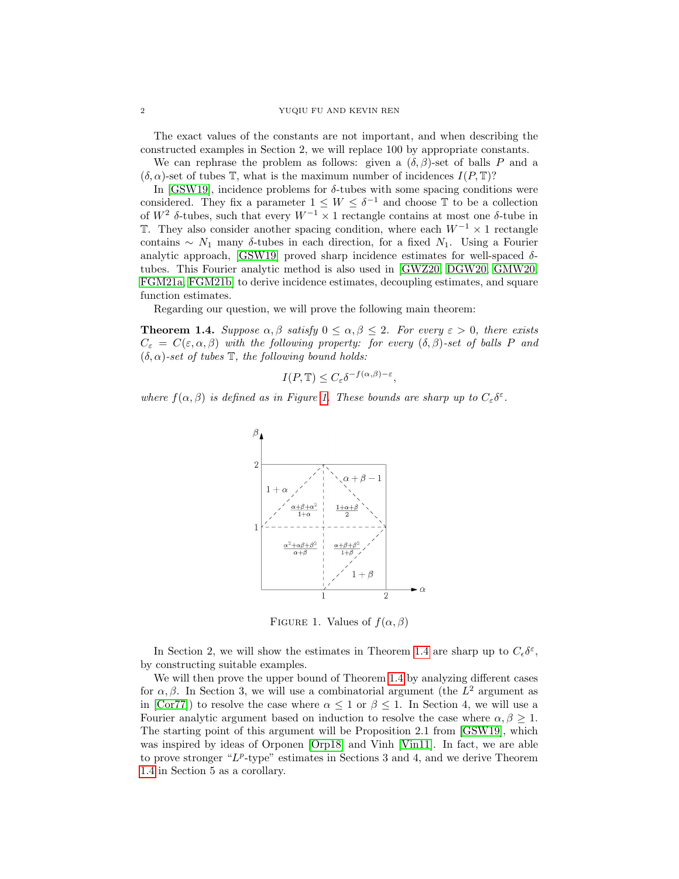The exact values of the constants are not important, and when describing the constructed examples in Section 2, we will replace 100 by appropriate constants.

We can rephrase the problem as follows: given a $(\delta, \beta)$-set of balls $P$ and a $(\delta, \alpha)$-set of tubes $\mathbb{T}$, what is the maximum number of incidences $I(P, \mathbb{T})$?

In [GSW19], incidence problems for $\delta$-tubes with some spacing conditions were considered. They fix a parameter $1 \leq W \leq \delta^{-1}$ and choose $\mathbb{T}$ to be a collection of $W^2$ $\delta$-tubes, such that every $W^{-1} \times 1$ rectangle contains at most one $\delta$-tube in $\mathbb{T}$. They also consider another spacing condition, where each $W^{-1} \times 1$ rectangle contains $\sim N_1$ many $\delta$-tubes in each direction, for a fixed $N_1$. Using a Fourier analytic approach, [GSW19] proved sharp incidence estimates for well-spaced $\delta$-tubes. This Fourier analytic method is also used in [GWZ20, DGW20, GMW20, FGM21a, FGM21b] to derive incidence estimates, decoupling estimates, and square function estimates.

Regarding our question, we will prove the following main theorem:

**Theorem 1.4.** *Suppose $\alpha, \beta$ satisfy $0 \leq \alpha, \beta \leq 2$. For every $\varepsilon > 0$, there exists $C_\varepsilon = C(\varepsilon, \alpha, \beta)$ with the following property: for every $(\delta, \beta)$-set of balls $P$ and $(\delta, \alpha)$-set of tubes $\mathbb{T}$, the following bound holds:*

$$I(P, \mathbb{T}) \leq C_\varepsilon \delta^{-f(\alpha,\beta)-\varepsilon},$$

*where $f(\alpha, \beta)$ is defined as in Figure 1. These bounds are sharp up to $C_\varepsilon \delta^\varepsilon$.*

| Region | $f(\alpha,\beta)$ |
|---|---|
| $\alpha \leq 1$, $\beta \geq 1 + \alpha$ | $1+\alpha$ |
| $\alpha \leq 1$, $1 \leq \beta \leq 1+\alpha$ | $\frac{\alpha+\beta+\alpha^2}{1+\alpha}$ |
| $\alpha \geq 1$, $\beta \geq 1$, $\alpha+\beta \geq 3$ | $\alpha+\beta-1$ |
| $\alpha \geq 1$, $\beta \geq 1$, $\alpha+\beta \leq 3$ | $\frac{1+\alpha+\beta}{2}$ |
| $\alpha \leq 1$, $\beta \leq 1$ | $\frac{\alpha^2+\alpha\beta+\beta^2}{\alpha+\beta}$ |
| $\alpha \geq 1$, $\beta \leq \alpha - 1$ | $1+\beta$ |
| $\alpha \geq 1$, $\alpha-1 \leq \beta \leq 1$ | $\frac{\alpha+\beta+\beta^2}{1+\beta}$ |

FIGURE 1. Values of $f(\alpha, \beta)$

In Section 2, we will show the estimates in Theorem 1.4 are sharp up to $C_\epsilon \delta^\varepsilon$, by constructing suitable examples.

We will then prove the upper bound of Theorem 1.4 by analyzing different cases for $\alpha, \beta$. In Section 3, we will use a combinatorial argument (the $L^2$ argument as in [Cor77]) to resolve the case where $\alpha \leq 1$ or $\beta \leq 1$. In Section 4, we will use a Fourier analytic argument based on induction to resolve the case where $\alpha, \beta \geq 1$. The starting point of this argument will be Proposition 2.1 from [GSW19], which was inspired by ideas of Orponen [Orp18] and Vinh [Vin11]. In fact, we are able to prove stronger "$L^p$-type" estimates in Sections 3 and 4, and we derive Theorem 1.4 in Section 5 as a corollary.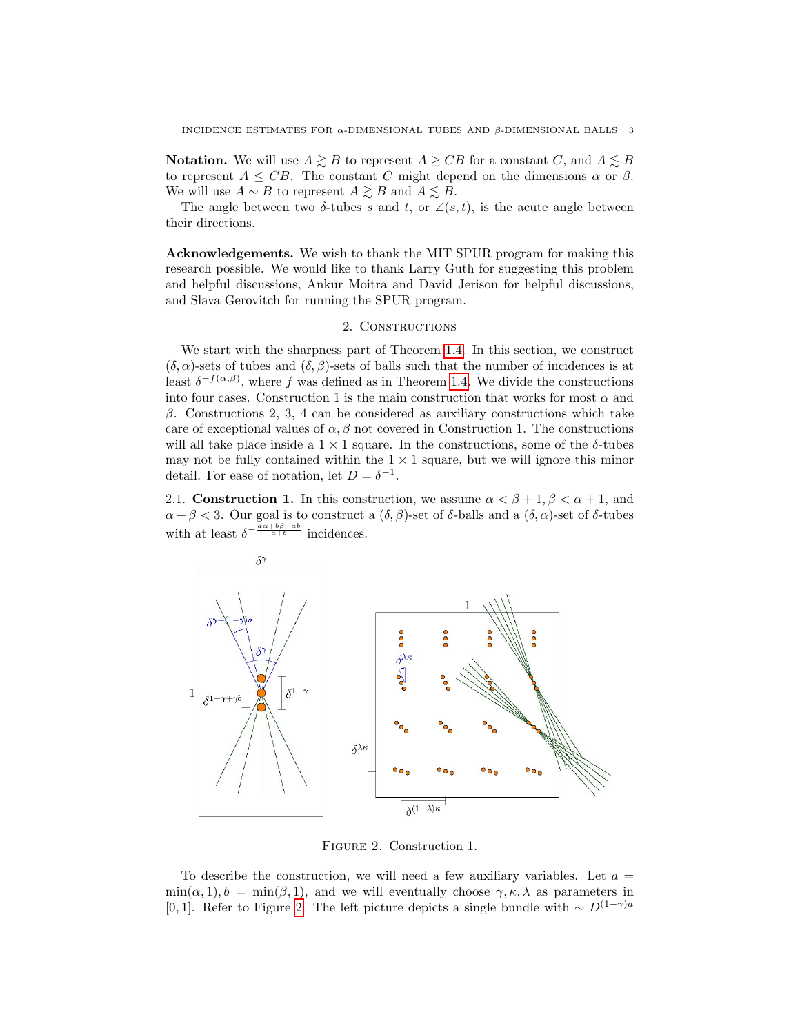**Notation.** We will use $A \gtrsim B$ to represent $A \geq CB$ for a constant $C$, and $A \lesssim B$ to represent $A \leq CB$. The constant $C$ might depend on the dimensions $\alpha$ or $\beta$. We will use $A \sim B$ to represent $A \gtrsim B$ and $A \lesssim B$.

The angle between two $\delta$-tubes $s$ and $t$, or $\angle(s,t)$, is the acute angle between their directions.

**Acknowledgements.** We wish to thank the MIT SPUR program for making this research possible. We would like to thank Larry Guth for suggesting this problem and helpful discussions, Ankur Moitra and David Jerison for helpful discussions, and Slava Gerovitch for running the SPUR program.

## 2. Constructions

We start with the sharpness part of Theorem 1.4. In this section, we construct $(\delta,\alpha)$-sets of tubes and $(\delta,\beta)$-sets of balls such that the number of incidences is at least $\delta^{-f(\alpha,\beta)}$, where $f$ was defined as in Theorem 1.4. We divide the constructions into four cases. Construction 1 is the main construction that works for most $\alpha$ and $\beta$. Constructions 2, 3, 4 can be considered as auxiliary constructions which take care of exceptional values of $\alpha,\beta$ not covered in Construction 1. The constructions will all take place inside a $1\times 1$ square. In the constructions, some of the $\delta$-tubes may not be fully contained within the $1\times 1$ square, but we will ignore this minor detail. For ease of notation, let $D=\delta^{-1}$.

### 2.1. Construction 1.

In this construction, we assume $\alpha<\beta+1, \beta<\alpha+1$, and $\alpha+\beta<3$. Our goal is to construct a $(\delta,\beta)$-set of $\delta$-balls and a $(\delta,\alpha)$-set of $\delta$-tubes with at least $\delta^{-\frac{a\alpha+b\beta+ab}{a+b}}$ incidences.

Figure 2. Construction 1.

To describe the construction, we will need a few auxiliary variables. Let $a=\min(\alpha,1), b=\min(\beta,1)$, and we will eventually choose $\gamma,\kappa,\lambda$ as parameters in $[0,1]$. Refer to Figure 2. The left picture depicts a single bundle with $\sim D^{(1-\gamma)a}$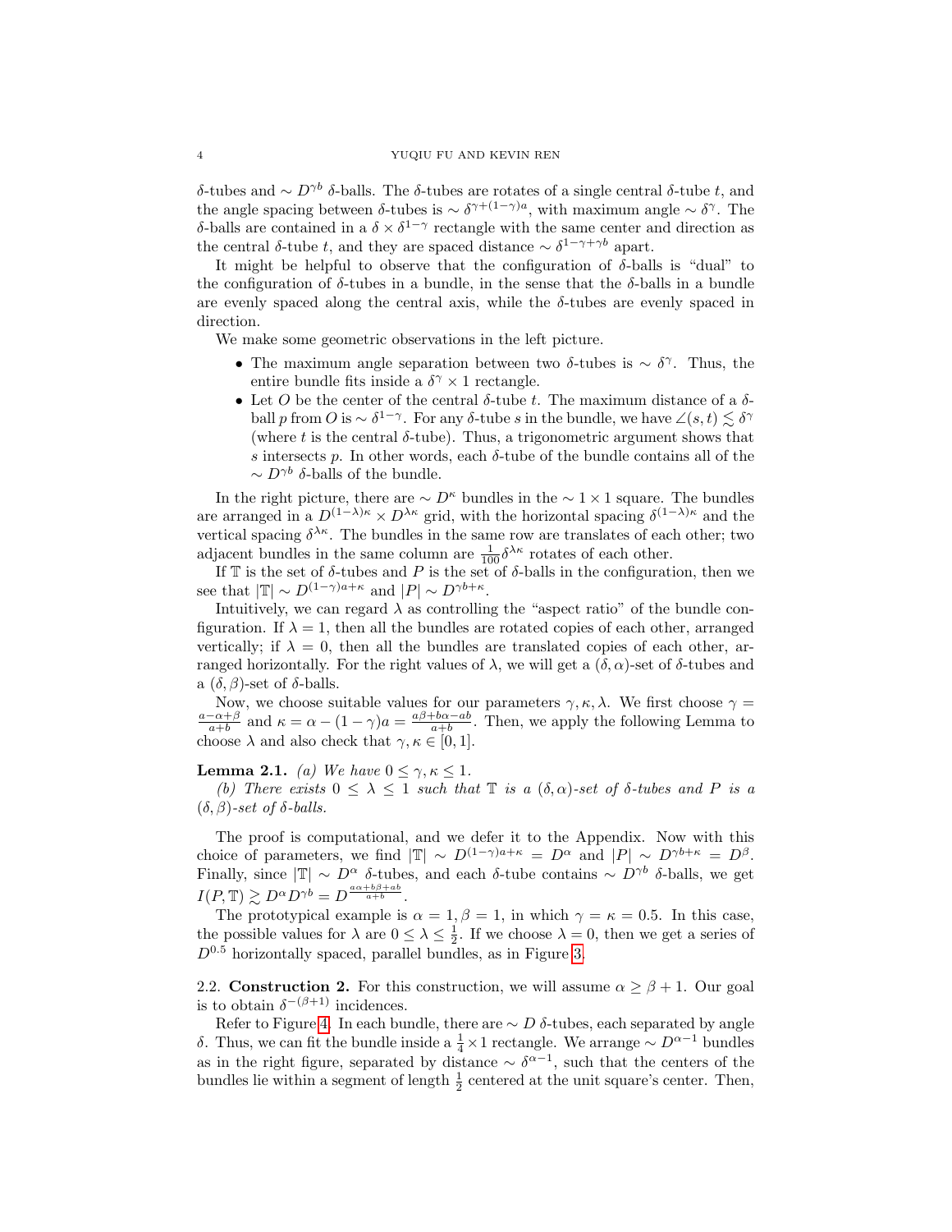$\delta$-tubes and $\sim D^{\gamma b}$ $\delta$-balls. The $\delta$-tubes are rotates of a single central $\delta$-tube $t$, and the angle spacing between $\delta$-tubes is $\sim \delta^{\gamma+(1-\gamma)a}$, with maximum angle $\sim \delta^{\gamma}$. The $\delta$-balls are contained in a $\delta \times \delta^{1-\gamma}$ rectangle with the same center and direction as the central $\delta$-tube $t$, and they are spaced distance $\sim \delta^{1-\gamma+\gamma b}$ apart.

It might be helpful to observe that the configuration of $\delta$-balls is "dual" to the configuration of $\delta$-tubes in a bundle, in the sense that the $\delta$-balls in a bundle are evenly spaced along the central axis, while the $\delta$-tubes are evenly spaced in direction.

We make some geometric observations in the left picture.

- The maximum angle separation between two $\delta$-tubes is $\sim \delta^{\gamma}$. Thus, the entire bundle fits inside a $\delta^{\gamma} \times 1$ rectangle.
- Let $O$ be the center of the central $\delta$-tube $t$. The maximum distance of a $\delta$-ball $p$ from $O$ is $\sim \delta^{1-\gamma}$. For any $\delta$-tube $s$ in the bundle, we have $\angle(s,t) \lesssim \delta^{\gamma}$ (where $t$ is the central $\delta$-tube). Thus, a trigonometric argument shows that $s$ intersects $p$. In other words, each $\delta$-tube of the bundle contains all of the $\sim D^{\gamma b}$ $\delta$-balls of the bundle.

In the right picture, there are $\sim D^{\kappa}$ bundles in the $\sim 1 \times 1$ square. The bundles are arranged in a $D^{(1-\lambda)\kappa} \times D^{\lambda\kappa}$ grid, with the horizontal spacing $\delta^{(1-\lambda)\kappa}$ and the vertical spacing $\delta^{\lambda\kappa}$. The bundles in the same row are translates of each other; two adjacent bundles in the same column are $\frac{1}{100}\delta^{\lambda\kappa}$ rotates of each other.

If $\mathbb{T}$ is the set of $\delta$-tubes and $P$ is the set of $\delta$-balls in the configuration, then we see that $|\mathbb{T}| \sim D^{(1-\gamma)a+\kappa}$ and $|P| \sim D^{\gamma b+\kappa}$.

Intuitively, we can regard $\lambda$ as controlling the "aspect ratio" of the bundle configuration. If $\lambda = 1$, then all the bundles are rotated copies of each other, arranged vertically; if $\lambda = 0$, then all the bundles are translated copies of each other, arranged horizontally. For the right values of $\lambda$, we will get a $(\delta, \alpha)$-set of $\delta$-tubes and a $(\delta, \beta)$-set of $\delta$-balls.

Now, we choose suitable values for our parameters $\gamma, \kappa, \lambda$. We first choose $\gamma = \frac{a-\alpha+\beta}{a+b}$ and $\kappa = \alpha - (1-\gamma)a = \frac{a\beta+b\alpha-ab}{a+b}$. Then, we apply the following Lemma to choose $\lambda$ and also check that $\gamma, \kappa \in [0,1]$.

**Lemma 2.1.** *(a) We have $0 \le \gamma, \kappa \le 1$.*

*(b) There exists $0 \le \lambda \le 1$ such that $\mathbb{T}$ is a $(\delta,\alpha)$-set of $\delta$-tubes and $P$ is a $(\delta,\beta)$-set of $\delta$-balls.*

The proof is computational, and we defer it to the Appendix. Now with this choice of parameters, we find $|\mathbb{T}| \sim D^{(1-\gamma)a+\kappa} = D^{\alpha}$ and $|P| \sim D^{\gamma b+\kappa} = D^{\beta}$. Finally, since $|\mathbb{T}| \sim D^{\alpha}$ $\delta$-tubes, and each $\delta$-tube contains $\sim D^{\gamma b}$ $\delta$-balls, we get $I(P, \mathbb{T}) \gtrsim D^{\alpha} D^{\gamma b} = D^{\frac{a\alpha+b\beta+ab}{a+b}}$.

The prototypical example is $\alpha = 1, \beta = 1$, in which $\gamma = \kappa = 0.5$. In this case, the possible values for $\lambda$ are $0 \le \lambda \le \frac{1}{2}$. If we choose $\lambda = 0$, then we get a series of $D^{0.5}$ horizontally spaced, parallel bundles, as in Figure 3.

### 2.2. Construction 2.

For this construction, we will assume $\alpha \ge \beta + 1$. Our goal is to obtain $\delta^{-(\beta+1)}$ incidences.

Refer to Figure 4. In each bundle, there are $\sim D$ $\delta$-tubes, each separated by angle $\delta$. Thus, we can fit the bundle inside a $\frac{1}{4} \times 1$ rectangle. We arrange $\sim D^{\alpha-1}$ bundles as in the right figure, separated by distance $\sim \delta^{\alpha-1}$, such that the centers of the bundles lie within a segment of length $\frac{1}{2}$ centered at the unit square's center. Then,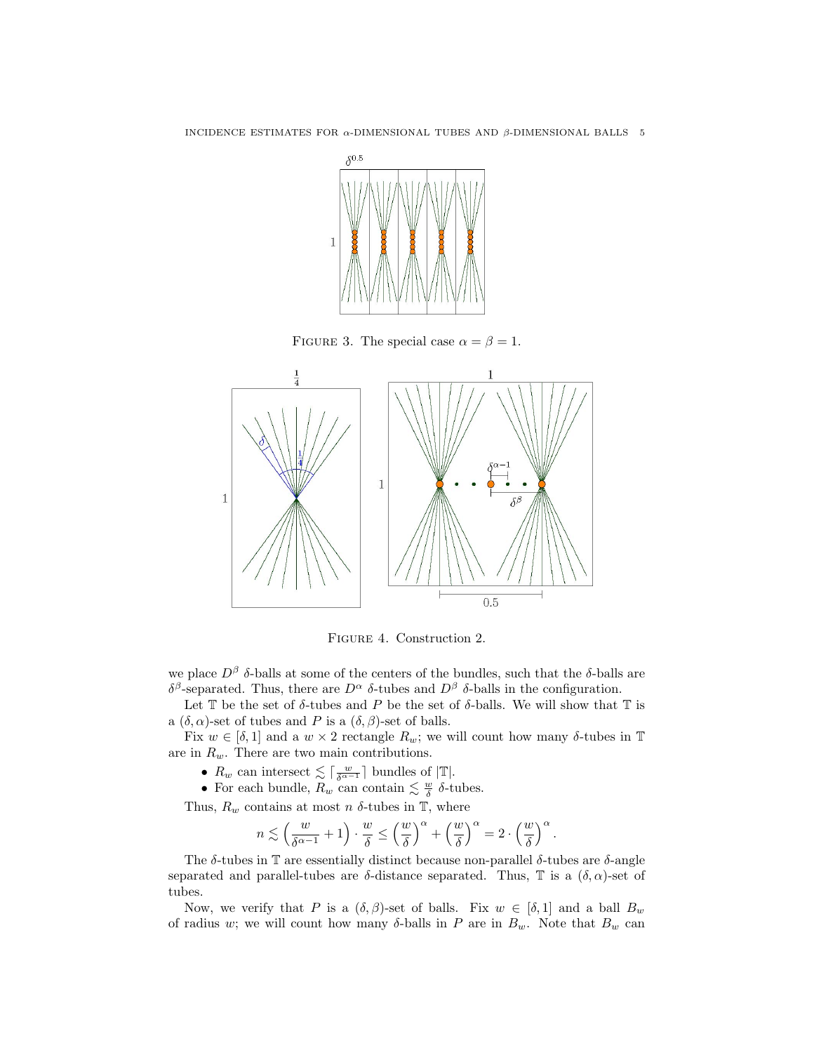FIGURE 3. The special case $\alpha = \beta = 1$.

FIGURE 4. Construction 2.

we place $D^\beta$ $\delta$-balls at some of the centers of the bundles, such that the $\delta$-balls are $\delta^\beta$-separated. Thus, there are $D^\alpha$ $\delta$-tubes and $D^\beta$ $\delta$-balls in the configuration.

Let $\mathbb{T}$ be the set of $\delta$-tubes and $P$ be the set of $\delta$-balls. We will show that $\mathbb{T}$ is a $(\delta, \alpha)$-set of tubes and $P$ is a $(\delta, \beta)$-set of balls.

Fix $w \in [\delta, 1]$ and a $w \times 2$ rectangle $R_w$; we will count how many $\delta$-tubes in $\mathbb{T}$ are in $R_w$. There are two main contributions.

- $R_w$ can intersect $\lesssim \lceil \frac{w}{\delta^{\alpha-1}} \rceil$ bundles of $|\mathbb{T}|$.
- For each bundle, $R_w$ can contain $\lesssim \frac{w}{\delta}$ $\delta$-tubes.

Thus, $R_w$ contains at most $n$ $\delta$-tubes in $\mathbb{T}$, where

$$n \lesssim \left(\frac{w}{\delta^{\alpha-1}} + 1\right) \cdot \frac{w}{\delta} \leq \left(\frac{w}{\delta}\right)^\alpha + \left(\frac{w}{\delta}\right)^\alpha = 2 \cdot \left(\frac{w}{\delta}\right)^\alpha.$$

The $\delta$-tubes in $\mathbb{T}$ are essentially distinct because non-parallel $\delta$-tubes are $\delta$-angle separated and parallel-tubes are $\delta$-distance separated. Thus, $\mathbb{T}$ is a $(\delta, \alpha)$-set of tubes.

Now, we verify that $P$ is a $(\delta, \beta)$-set of balls. Fix $w \in [\delta, 1]$ and a ball $B_w$ of radius $w$; we will count how many $\delta$-balls in $P$ are in $B_w$. Note that $B_w$ can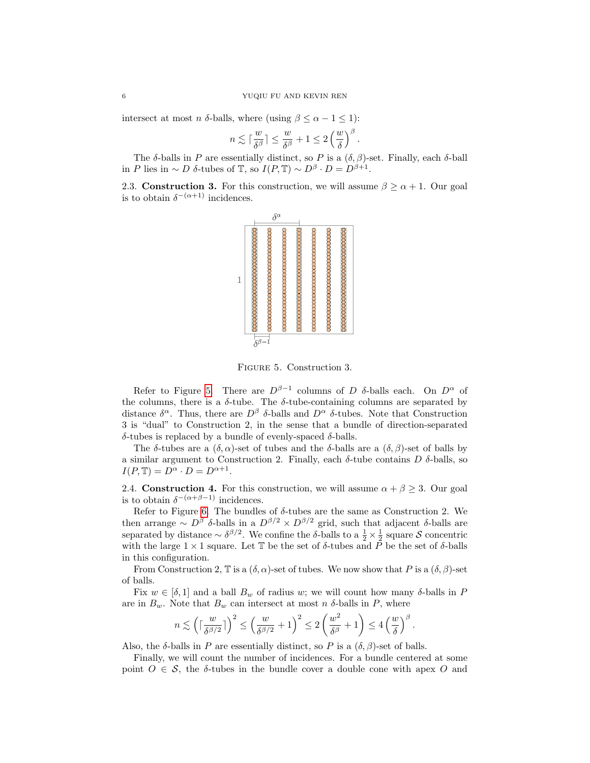intersect at most $n$ $\delta$-balls, where (using $\beta \le \alpha - 1 \le 1$):

$$n \lesssim \lceil \frac{w}{\delta^\beta} \rceil \le \frac{w}{\delta^\beta} + 1 \le 2\left(\frac{w}{\delta}\right)^\beta.$$

The $\delta$-balls in $P$ are essentially distinct, so $P$ is a $(\delta, \beta)$-set. Finally, each $\delta$-ball in $P$ lies in $\sim D$ $\delta$-tubes of $\mathbb{T}$, so $I(P, \mathbb{T}) \sim D^\beta \cdot D = D^{\beta+1}$.

## 2.3. Construction 3.

For this construction, we will assume $\beta \ge \alpha + 1$. Our goal is to obtain $\delta^{-(\alpha+1)}$ incidences.

Figure 5. Construction 3.

Refer to Figure 5. There are $D^{\beta-1}$ columns of $D$ $\delta$-balls each. On $D^\alpha$ of the columns, there is a $\delta$-tube. The $\delta$-tube-containing columns are separated by distance $\delta^\alpha$. Thus, there are $D^\beta$ $\delta$-balls and $D^\alpha$ $\delta$-tubes. Note that Construction 3 is "dual" to Construction 2, in the sense that a bundle of direction-separated $\delta$-tubes is replaced by a bundle of evenly-spaced $\delta$-balls.

The $\delta$-tubes are a $(\delta, \alpha)$-set of tubes and the $\delta$-balls are a $(\delta, \beta)$-set of balls by a similar argument to Construction 2. Finally, each $\delta$-tube contains $D$ $\delta$-balls, so $I(P, \mathbb{T}) = D^\alpha \cdot D = D^{\alpha+1}$.

## 2.4. Construction 4.

For this construction, we will assume $\alpha + \beta \ge 3$. Our goal is to obtain $\delta^{-(\alpha+\beta-1)}$ incidences.

Refer to Figure 6. The bundles of $\delta$-tubes are the same as Construction 2. We then arrange $\sim D^\beta$ $\delta$-balls in a $D^{\beta/2} \times D^{\beta/2}$ grid, such that adjacent $\delta$-balls are separated by distance $\sim \delta^{\beta/2}$. We confine the $\delta$-balls to a $\frac{1}{2} \times \frac{1}{2}$ square $\mathcal{S}$ concentric with the large $1 \times 1$ square. Let $\mathbb{T}$ be the set of $\delta$-tubes and $P$ be the set of $\delta$-balls in this configuration.

From Construction 2, $\mathbb{T}$ is a $(\delta, \alpha)$-set of tubes. We now show that $P$ is a $(\delta, \beta)$-set of balls.

Fix $w \in [\delta, 1]$ and a ball $B_w$ of radius $w$; we will count how many $\delta$-balls in $P$ are in $B_w$. Note that $B_w$ can intersect at most $n$ $\delta$-balls in $P$, where

$$n \lesssim \left(\lceil \frac{w}{\delta^{\beta/2}} \rceil\right)^2 \le \left(\frac{w}{\delta^{\beta/2}} + 1\right)^2 \le 2\left(\frac{w^2}{\delta^\beta} + 1\right) \le 4\left(\frac{w}{\delta}\right)^\beta.$$

Also, the $\delta$-balls in $P$ are essentially distinct, so $P$ is a $(\delta, \beta)$-set of balls.

Finally, we will count the number of incidences. For a bundle centered at some point $O \in \mathcal{S}$, the $\delta$-tubes in the bundle cover a double cone with apex $O$ and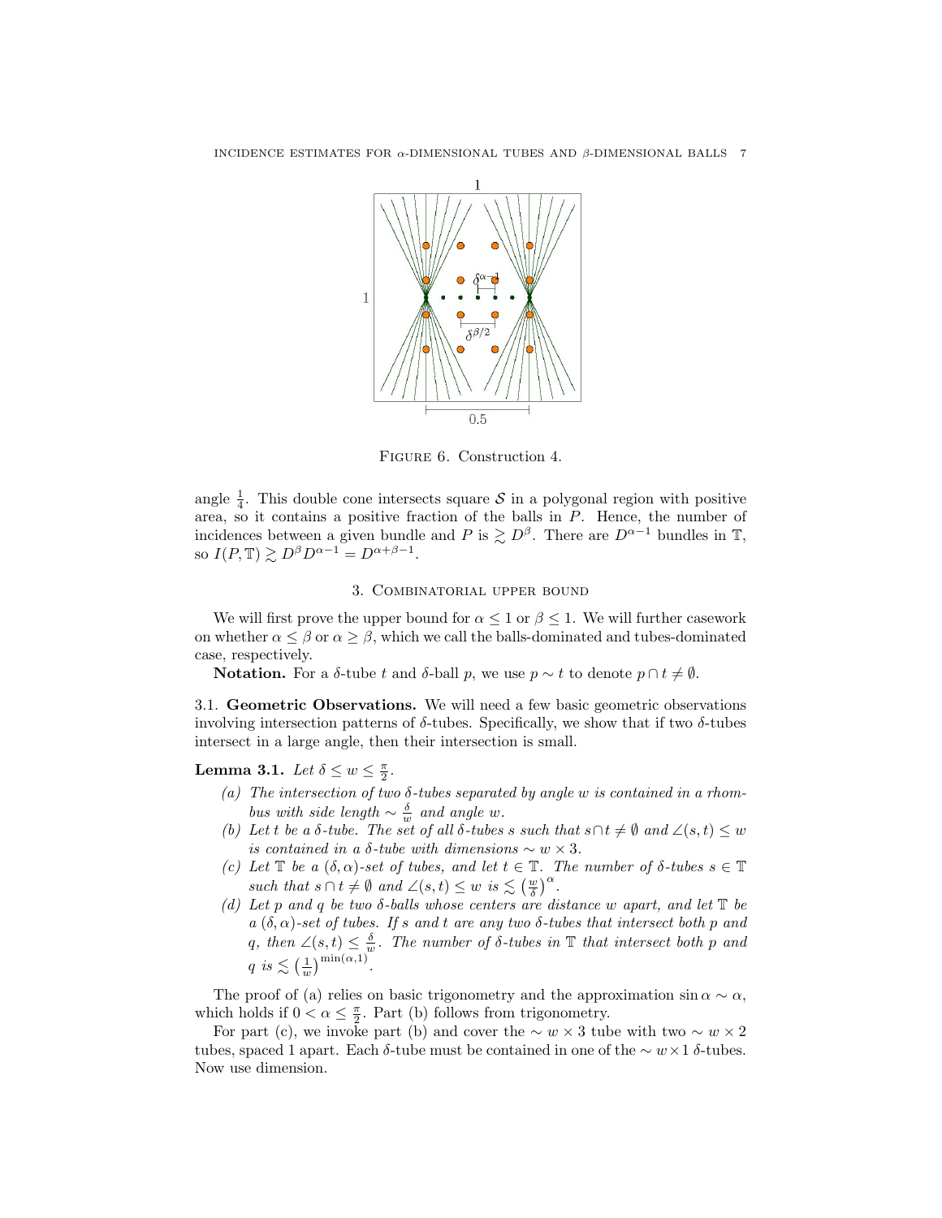FIGURE 6. Construction 4.

angle $\frac{1}{4}$. This double cone intersects square $\mathcal{S}$ in a polygonal region with positive area, so it contains a positive fraction of the balls in $P$. Hence, the number of incidences between a given bundle and $P$ is $\gtrsim D^{\beta}$. There are $D^{\alpha-1}$ bundles in $\mathbb{T}$, so $I(P, \mathbb{T}) \gtrsim D^{\beta} D^{\alpha-1} = D^{\alpha+\beta-1}$.

## 3. Combinatorial upper bound

We will first prove the upper bound for $\alpha \le 1$ or $\beta \le 1$. We will further casework on whether $\alpha \le \beta$ or $\alpha \ge \beta$, which we call the balls-dominated and tubes-dominated case, respectively.

**Notation.** For a $\delta$-tube $t$ and $\delta$-ball $p$, we use $p \sim t$ to denote $p \cap t \neq \emptyset$.

### 3.1. Geometric Observations.

We will need a few basic geometric observations involving intersection patterns of $\delta$-tubes. Specifically, we show that if two $\delta$-tubes intersect in a large angle, then their intersection is small.

**Lemma 3.1.** *Let $\delta \le w \le \frac{\pi}{2}$.*

- *(a) The intersection of two $\delta$-tubes separated by angle $w$ is contained in a rhombus with side length $\sim \frac{\delta}{w}$ and angle $w$.*
- *(b) Let $t$ be a $\delta$-tube. The set of all $\delta$-tubes $s$ such that $s \cap t \neq \emptyset$ and $\angle(s, t) \le w$ is contained in a $\delta$-tube with dimensions $\sim w \times 3$.*
- *(c) Let $\mathbb{T}$ be a $(\delta, \alpha)$-set of tubes, and let $t \in \mathbb{T}$. The number of $\delta$-tubes $s \in \mathbb{T}$ such that $s \cap t \neq \emptyset$ and $\angle(s, t) \le w$ is $\lesssim \left(\frac{w}{\delta}\right)^{\alpha}$.*
- *(d) Let $p$ and $q$ be two $\delta$-balls whose centers are distance $w$ apart, and let $\mathbb{T}$ be a $(\delta, \alpha)$-set of tubes. If $s$ and $t$ are any two $\delta$-tubes that intersect both $p$ and $q$, then $\angle(s, t) \le \frac{\delta}{w}$. The number of $\delta$-tubes in $\mathbb{T}$ that intersect both $p$ and $q$ is $\lesssim \left(\frac{1}{w}\right)^{\min(\alpha, 1)}$.*

The proof of (a) relies on basic trigonometry and the approximation $\sin \alpha \sim \alpha$, which holds if $0 < \alpha \le \frac{\pi}{2}$. Part (b) follows from trigonometry.

For part (c), we invoke part (b) and cover the $\sim w \times 3$ tube with two $\sim w \times 2$ tubes, spaced 1 apart. Each $\delta$-tube must be contained in one of the $\sim w \times 1$ $\delta$-tubes. Now use dimension.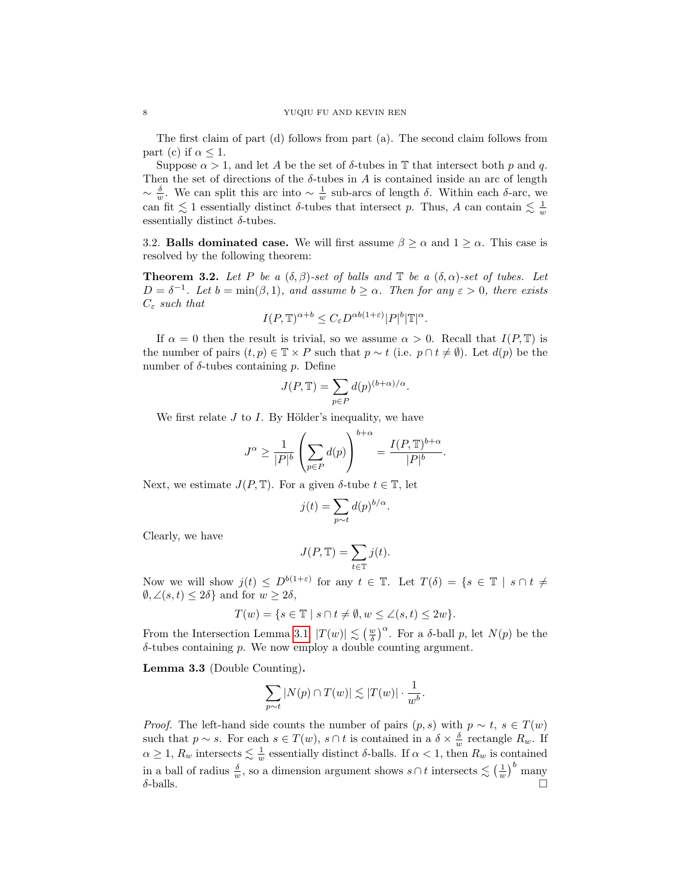The first claim of part (d) follows from part (a). The second claim follows from part (c) if $\alpha \leq 1$.

Suppose $\alpha > 1$, and let $A$ be the set of $\delta$-tubes in $\mathbb{T}$ that intersect both $p$ and $q$. Then the set of directions of the $\delta$-tubes in $A$ is contained inside an arc of length $\sim \frac{\delta}{w}$. We can split this arc into $\sim \frac{1}{w}$ sub-arcs of length $\delta$. Within each $\delta$-arc, we can fit $\lesssim 1$ essentially distinct $\delta$-tubes that intersect $p$. Thus, $A$ can contain $\lesssim \frac{1}{w}$ essentially distinct $\delta$-tubes.

3.2. **Balls dominated case.** We will first assume $\beta \geq \alpha$ and $1 \geq \alpha$. This case is resolved by the following theorem:

**Theorem 3.2.** *Let $P$ be a $(\delta, \beta)$-set of balls and $\mathbb{T}$ be a $(\delta, \alpha)$-set of tubes. Let $D = \delta^{-1}$. Let $b = \min(\beta, 1)$, and assume $b \geq \alpha$. Then for any $\varepsilon > 0$, there exists $C_\varepsilon$ such that*

$$I(P, \mathbb{T})^{\alpha+b} \leq C_\varepsilon D^{\alpha b(1+\varepsilon)} |P|^b |\mathbb{T}|^\alpha.$$

If $\alpha = 0$ then the result is trivial, so we assume $\alpha > 0$. Recall that $I(P, \mathbb{T})$ is the number of pairs $(t, p) \in \mathbb{T} \times P$ such that $p \sim t$ (i.e. $p \cap t \neq \emptyset$). Let $d(p)$ be the number of $\delta$-tubes containing $p$. Define

$$J(P, \mathbb{T}) = \sum_{p \in P} d(p)^{(b+\alpha)/\alpha}.$$

We first relate $J$ to $I$. By Hölder's inequality, we have

$$J^\alpha \geq \frac{1}{|P|^b} \left( \sum_{p \in P} d(p) \right)^{b+\alpha} = \frac{I(P, \mathbb{T})^{b+\alpha}}{|P|^b}.$$

Next, we estimate $J(P, \mathbb{T})$. For a given $\delta$-tube $t \in \mathbb{T}$, let

$$j(t) = \sum_{p \sim t} d(p)^{b/\alpha}.$$

Clearly, we have

$$J(P, \mathbb{T}) = \sum_{t \in \mathbb{T}} j(t).$$

Now we will show $j(t) \leq D^{b(1+\varepsilon)}$ for any $t \in \mathbb{T}$. Let $T(\delta) = \{s \in \mathbb{T} \mid s \cap t \neq \emptyset, \angle(s, t) \leq 2\delta\}$ and for $w \geq 2\delta$,

$$T(w) = \{s \in \mathbb{T} \mid s \cap t \neq \emptyset, w \leq \angle(s, t) \leq 2w\}.$$

From the Intersection Lemma 3.1, $|T(w)| \lesssim \left(\frac{w}{\delta}\right)^\alpha$. For a $\delta$-ball $p$, let $N(p)$ be the $\delta$-tubes containing $p$. We now employ a double counting argument.

**Lemma 3.3** (Double Counting)**.**

$$\sum_{p \sim t} |N(p) \cap T(w)| \lesssim |T(w)| \cdot \frac{1}{w^b}.$$

*Proof.* The left-hand side counts the number of pairs $(p, s)$ with $p \sim t$, $s \in T(w)$ such that $p \sim s$. For each $s \in T(w)$, $s \cap t$ is contained in a $\delta \times \frac{\delta}{w}$ rectangle $R_w$. If $\alpha \geq 1$, $R_w$ intersects $\lesssim \frac{1}{w}$ essentially distinct $\delta$-balls. If $\alpha < 1$, then $R_w$ is contained in a ball of radius $\frac{\delta}{w}$, so a dimension argument shows $s \cap t$ intersects $\lesssim \left(\frac{1}{w}\right)^b$ many $\delta$-balls. $\square$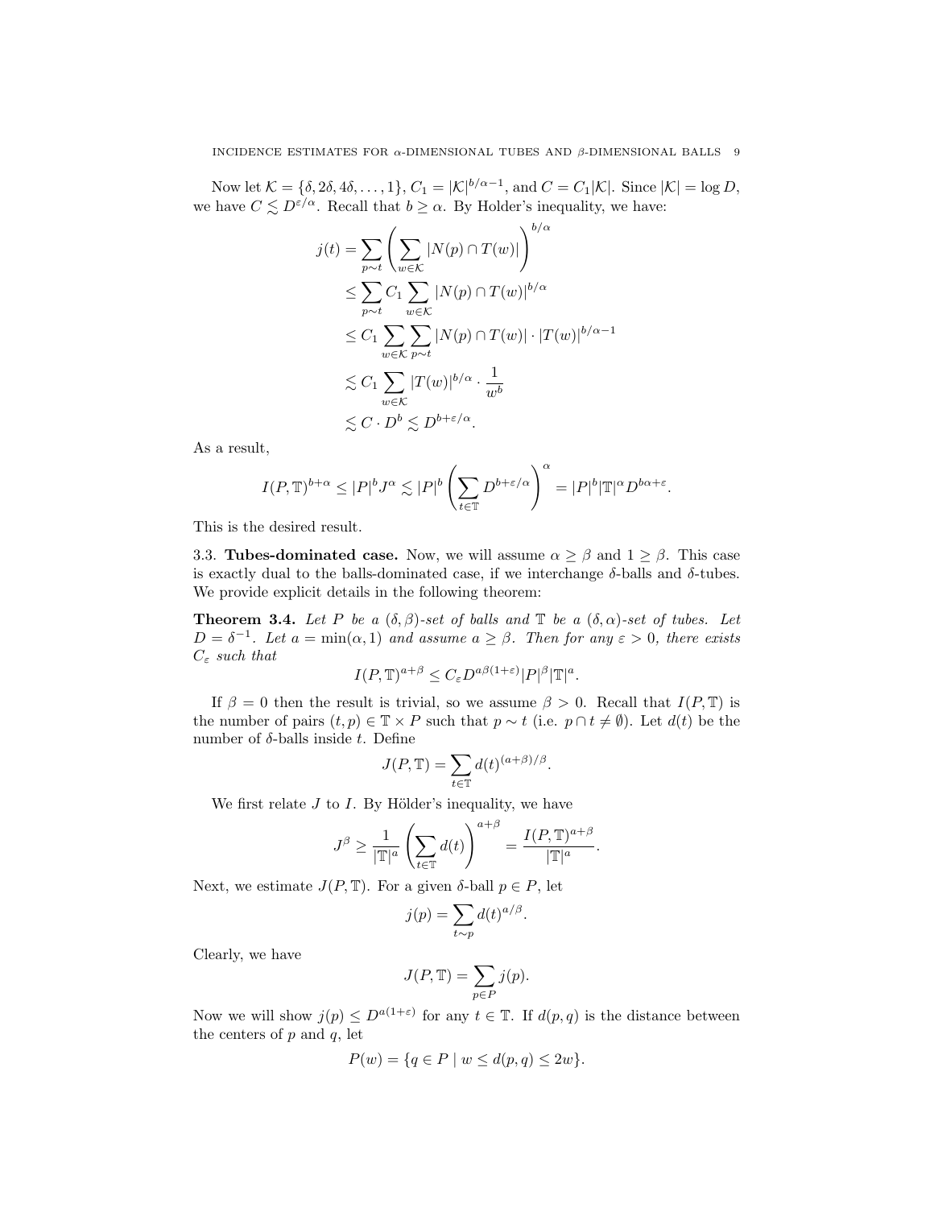Now let $\mathcal{K} = \{\delta, 2\delta, 4\delta, \dots, 1\}$, $C_1 = |\mathcal{K}|^{b/\alpha - 1}$, and $C = C_1|\mathcal{K}|$. Since $|\mathcal{K}| = \log D$, we have $C \lesssim D^{\varepsilon/\alpha}$. Recall that $b \geq \alpha$. By Holder's inequality, we have:

$$
\begin{aligned}
j(t) &= \sum_{p \sim t} \left( \sum_{w \in \mathcal{K}} |N(p) \cap T(w)| \right)^{b/\alpha} \\
&\leq \sum_{p \sim t} C_1 \sum_{w \in \mathcal{K}} |N(p) \cap T(w)|^{b/\alpha} \\
&\leq C_1 \sum_{w \in \mathcal{K}} \sum_{p \sim t} |N(p) \cap T(w)| \cdot |T(w)|^{b/\alpha - 1} \\
&\lesssim C_1 \sum_{w \in \mathcal{K}} |T(w)|^{b/\alpha} \cdot \frac{1}{w^b} \\
&\lesssim C \cdot D^b \lesssim D^{b + \varepsilon/\alpha}.
\end{aligned}
$$

As a result,

$$
I(P, \mathbb{T})^{b+\alpha} \leq |P|^b J^\alpha \lesssim |P|^b \left( \sum_{t \in \mathbb{T}} D^{b+\varepsilon/\alpha} \right)^\alpha = |P|^b |\mathbb{T}|^\alpha D^{b\alpha + \varepsilon}.
$$

This is the desired result.

3.3. **Tubes-dominated case.** Now, we will assume $\alpha \geq \beta$ and $1 \geq \beta$. This case is exactly dual to the balls-dominated case, if we interchange $\delta$-balls and $\delta$-tubes. We provide explicit details in the following theorem:

**Theorem 3.4.** *Let $P$ be a $(\delta, \beta)$-set of balls and $\mathbb{T}$ be a $(\delta, \alpha)$-set of tubes. Let $D = \delta^{-1}$. Let $a = \min(\alpha, 1)$ and assume $a \geq \beta$. Then for any $\varepsilon > 0$, there exists $C_\varepsilon$ such that*

$$
I(P, \mathbb{T})^{a+\beta} \leq C_\varepsilon D^{a\beta(1+\varepsilon)} |P|^\beta |\mathbb{T}|^a.
$$

If $\beta = 0$ then the result is trivial, so we assume $\beta > 0$. Recall that $I(P, \mathbb{T})$ is the number of pairs $(t, p) \in \mathbb{T} \times P$ such that $p \sim t$ (i.e. $p \cap t \neq \emptyset$). Let $d(t)$ be the number of $\delta$-balls inside $t$. Define

$$
J(P, \mathbb{T}) = \sum_{t \in \mathbb{T}} d(t)^{(a+\beta)/\beta}.
$$

We first relate $J$ to $I$. By Hölder's inequality, we have

$$
J^\beta \geq \frac{1}{|\mathbb{T}|^a} \left( \sum_{t \in \mathbb{T}} d(t) \right)^{a+\beta} = \frac{I(P, \mathbb{T})^{a+\beta}}{|\mathbb{T}|^a}.
$$

Next, we estimate $J(P, \mathbb{T})$. For a given $\delta$-ball $p \in P$, let

$$
j(p) = \sum_{t \sim p} d(t)^{a/\beta}.
$$

Clearly, we have

$$
J(P, \mathbb{T}) = \sum_{p \in P} j(p).
$$

Now we will show $j(p) \leq D^{a(1+\varepsilon)}$ for any $t \in \mathbb{T}$. If $d(p, q)$ is the distance between the centers of $p$ and $q$, let

$$
P(w) = \{q \in P \mid w \leq d(p, q) \leq 2w\}.
$$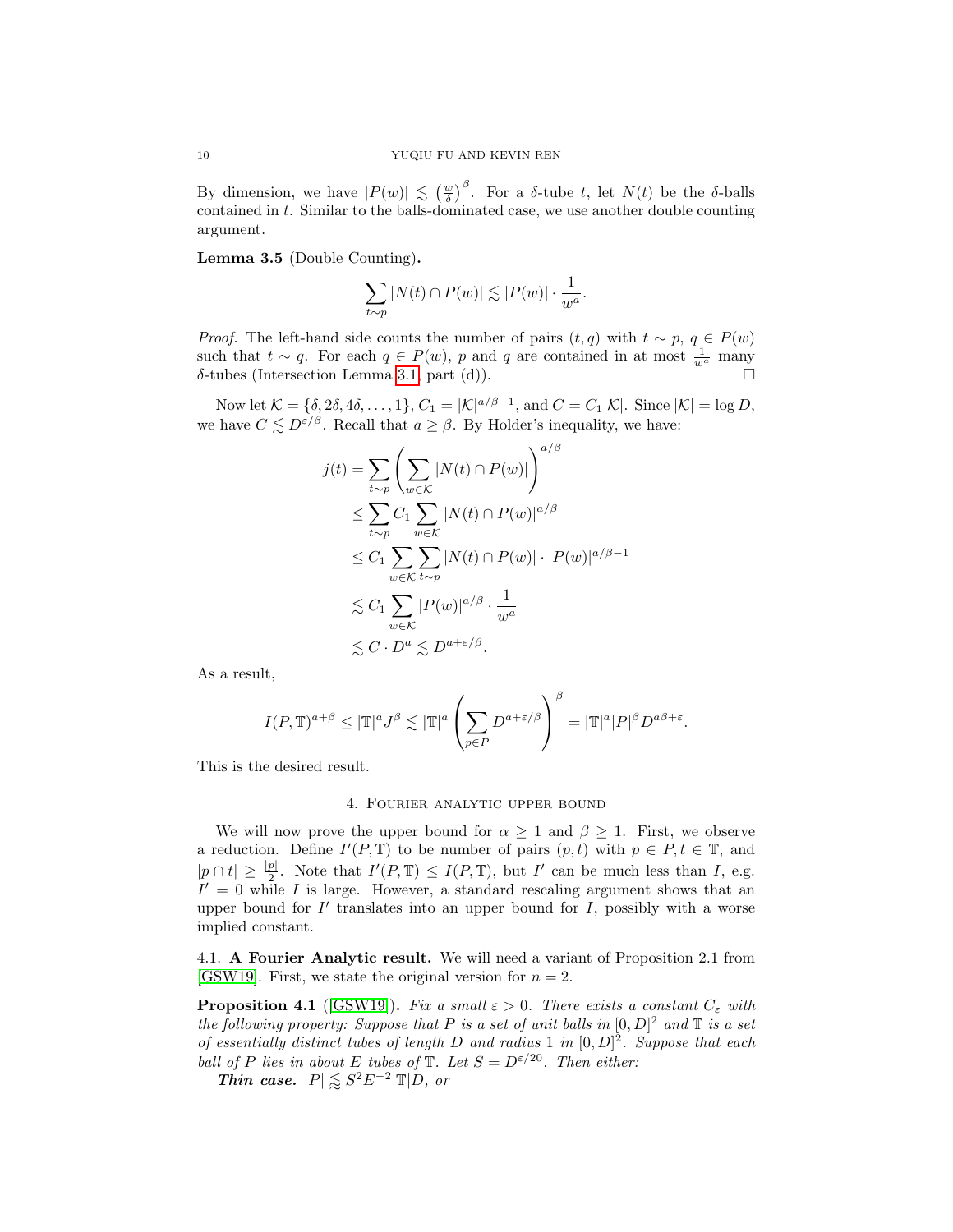By dimension, we have $|P(w)| \lesssim \left(\frac{w}{\delta}\right)^{\beta}$. For a $\delta$-tube $t$, let $N(t)$ be the $\delta$-balls contained in $t$. Similar to the balls-dominated case, we use another double counting argument.

**Lemma 3.5** (Double Counting)**.**

$$\sum_{t \sim p} |N(t) \cap P(w)| \lesssim |P(w)| \cdot \frac{1}{w^a}.$$

*Proof.* The left-hand side counts the number of pairs $(t, q)$ with $t \sim p$, $q \in P(w)$ such that $t \sim q$. For each $q \in P(w)$, $p$ and $q$ are contained in at most $\frac{1}{w^a}$ many $\delta$-tubes (Intersection Lemma 3.1, part (d)). $\square$

Now let $\mathcal{K} = \{\delta, 2\delta, 4\delta, \dots, 1\}$, $C_1 = |\mathcal{K}|^{a/\beta - 1}$, and $C = C_1|\mathcal{K}|$. Since $|\mathcal{K}| = \log D$, we have $C \lesssim D^{\varepsilon/\beta}$. Recall that $a \geq \beta$. By Holder's inequality, we have:

$$\begin{aligned}
j(t) &= \sum_{t \sim p} \left( \sum_{w \in \mathcal{K}} |N(t) \cap P(w)| \right)^{a/\beta} \\
&\leq \sum_{t \sim p} C_1 \sum_{w \in \mathcal{K}} |N(t) \cap P(w)|^{a/\beta} \\
&\leq C_1 \sum_{w \in \mathcal{K}} \sum_{t \sim p} |N(t) \cap P(w)| \cdot |P(w)|^{a/\beta - 1} \\
&\lesssim C_1 \sum_{w \in \mathcal{K}} |P(w)|^{a/\beta} \cdot \frac{1}{w^a} \\
&\lesssim C \cdot D^a \lesssim D^{a + \varepsilon/\beta}.
\end{aligned}$$

As a result,

$$I(P, \mathbb{T})^{a+\beta} \leq |\mathbb{T}|^a J^\beta \lesssim |\mathbb{T}|^a \left( \sum_{p \in P} D^{a + \varepsilon/\beta} \right)^\beta = |\mathbb{T}|^a |P|^\beta D^{a\beta + \varepsilon}.$$

This is the desired result.

## 4. Fourier analytic upper bound

We will now prove the upper bound for $\alpha \geq 1$ and $\beta \geq 1$. First, we observe a reduction. Define $I'(P, \mathbb{T})$ to be number of pairs $(p, t)$ with $p \in P, t \in \mathbb{T}$, and $|p \cap t| \geq \frac{|p|}{2}$. Note that $I'(P, \mathbb{T}) \leq I(P, \mathbb{T})$, but $I'$ can be much less than $I$, e.g. $I' = 0$ while $I$ is large. However, a standard rescaling argument shows that an upper bound for $I'$ translates into an upper bound for $I$, possibly with a worse implied constant.

### 4.1. A Fourier Analytic result.

We will need a variant of Proposition 2.1 from [GSW19]. First, we state the original version for $n = 2$.

**Proposition 4.1** ([GSW19])**.** *Fix a small $\varepsilon > 0$. There exists a constant $C_\varepsilon$ with the following property: Suppose that $P$ is a set of unit balls in $[0, D]^2$ and $\mathbb{T}$ is a set of essentially distinct tubes of length $D$ and radius 1 in $[0, D]^2$. Suppose that each ball of $P$ lies in about $E$ tubes of $\mathbb{T}$. Let $S = D^{\varepsilon/20}$. Then either:*

***Thin case.*** *$|P| \lessapprox S^2 E^{-2} |\mathbb{T}| D$, or*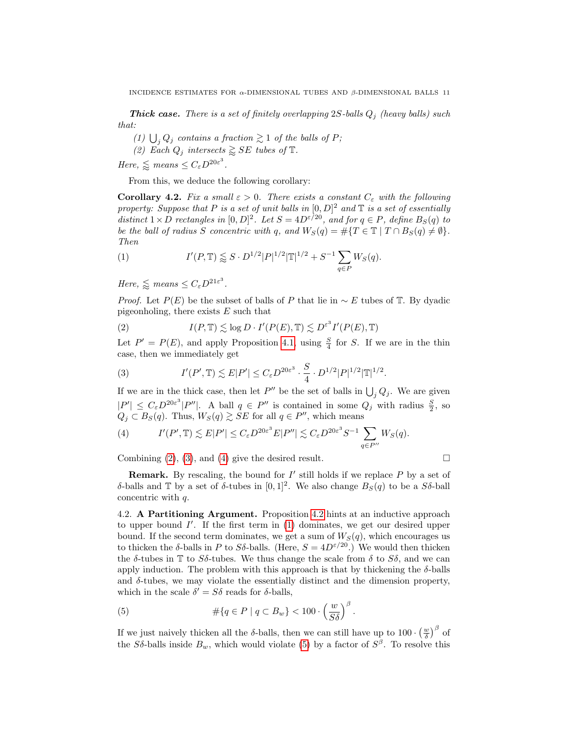***Thick case.*** *There is a set of finitely overlapping $2S$-balls $Q_j$ (heavy balls) such that:*

*(1) $\bigcup_j Q_j$ contains a fraction $\gtrsim 1$ of the balls of $P$;*

*(2) Each $Q_j$ intersects $\gtrapprox SE$ tubes of $\mathbb{T}$.*

*Here, $\lessapprox$ means $\le C_\varepsilon D^{20\varepsilon^3}$.*

From this, we deduce the following corollary:

**Corollary 4.2.** *Fix a small $\varepsilon > 0$. There exists a constant $C_\varepsilon$ with the following property: Suppose that $P$ is a set of unit balls in $[0, D]^2$ and $\mathbb{T}$ is a set of essentially distinct $1 \times D$ rectangles in $[0, D]^2$. Let $S = 4D^{\varepsilon/20}$, and for $q \in P$, define $B_S(q)$ to be the ball of radius $S$ concentric with $q$, and $W_S(q) = \#\{T \in \mathbb{T} \mid T \cap B_S(q) \neq \emptyset\}$. Then*

$$I'(P, \mathbb{T}) \lessapprox S \cdot D^{1/2} |P|^{1/2} |\mathbb{T}|^{1/2} + S^{-1} \sum_{q \in P} W_S(q). \tag{1}$$

*Here, $\lessapprox$ means $\le C_\varepsilon D^{21\varepsilon^3}$.*

*Proof.* Let $P(E)$ be the subset of balls of $P$ that lie in $\sim E$ tubes of $\mathbb{T}$. By dyadic pigeonholing, there exists $E$ such that

$$I(P, \mathbb{T}) \lesssim \log D \cdot I'(P(E), \mathbb{T}) \lesssim D^{\varepsilon^3} I'(P(E), \mathbb{T}) \tag{2}$$

Let $P' = P(E)$, and apply Proposition 4.1, using $\frac{S}{4}$ for $S$. If we are in the thin case, then we immediately get

$$I'(P', \mathbb{T}) \lesssim E|P'| \le C_\varepsilon D^{20\varepsilon^3} \cdot \frac{S}{4} \cdot D^{1/2} |P|^{1/2} |\mathbb{T}|^{1/2}. \tag{3}$$

If we are in the thick case, then let $P''$ be the set of balls in $\bigcup_j Q_j$. We are given $|P'| \le C_\varepsilon D^{20\varepsilon^3} |P''|$. A ball $q \in P''$ is contained in some $Q_j$ with radius $\frac{S}{2}$, so $Q_j \subset B_S(q)$. Thus, $W_S(q) \gtrsim SE$ for all $q \in P''$, which means

$$I'(P', \mathbb{T}) \lesssim E|P'| \le C_\varepsilon D^{20\varepsilon^3} E|P''| \lesssim C_\varepsilon D^{20\varepsilon^3} S^{-1} \sum_{q \in P''} W_S(q). \tag{4}$$

Combining (2), (3), and (4) give the desired result. $\square$

**Remark.** By rescaling, the bound for $I'$ still holds if we replace $P$ by a set of $\delta$-balls and $\mathbb{T}$ by a set of $\delta$-tubes in $[0, 1]^2$. We also change $B_S(q)$ to be a $S\delta$-ball concentric with $q$.

4.2. **A Partitioning Argument.** Proposition 4.2 hints at an inductive approach to upper bound $I'$. If the first term in (1) dominates, we get our desired upper bound. If the second term dominates, we get a sum of $W_S(q)$, which encourages us to thicken the $\delta$-balls in $P$ to $S\delta$-balls. (Here, $S = 4D^{\varepsilon/20}$.) We would then thicken the $\delta$-tubes in $\mathbb{T}$ to $S\delta$-tubes. We thus change the scale from $\delta$ to $S\delta$, and we can apply induction. The problem with this approach is that by thickening the $\delta$-balls and $\delta$-tubes, we may violate the essentially distinct and the dimension property, which in the scale $\delta' = S\delta$ reads for $\delta$-balls,

$$\#\{q \in P \mid q \subset B_w\} < 100 \cdot \left(\frac{w}{S\delta}\right)^\beta. \tag{5}$$

If we just naively thicken all the $\delta$-balls, then we can still have up to $100 \cdot \left(\frac{w}{\delta}\right)^\beta$ of the $S\delta$-balls inside $B_w$, which would violate (5) by a factor of $S^\beta$. To resolve this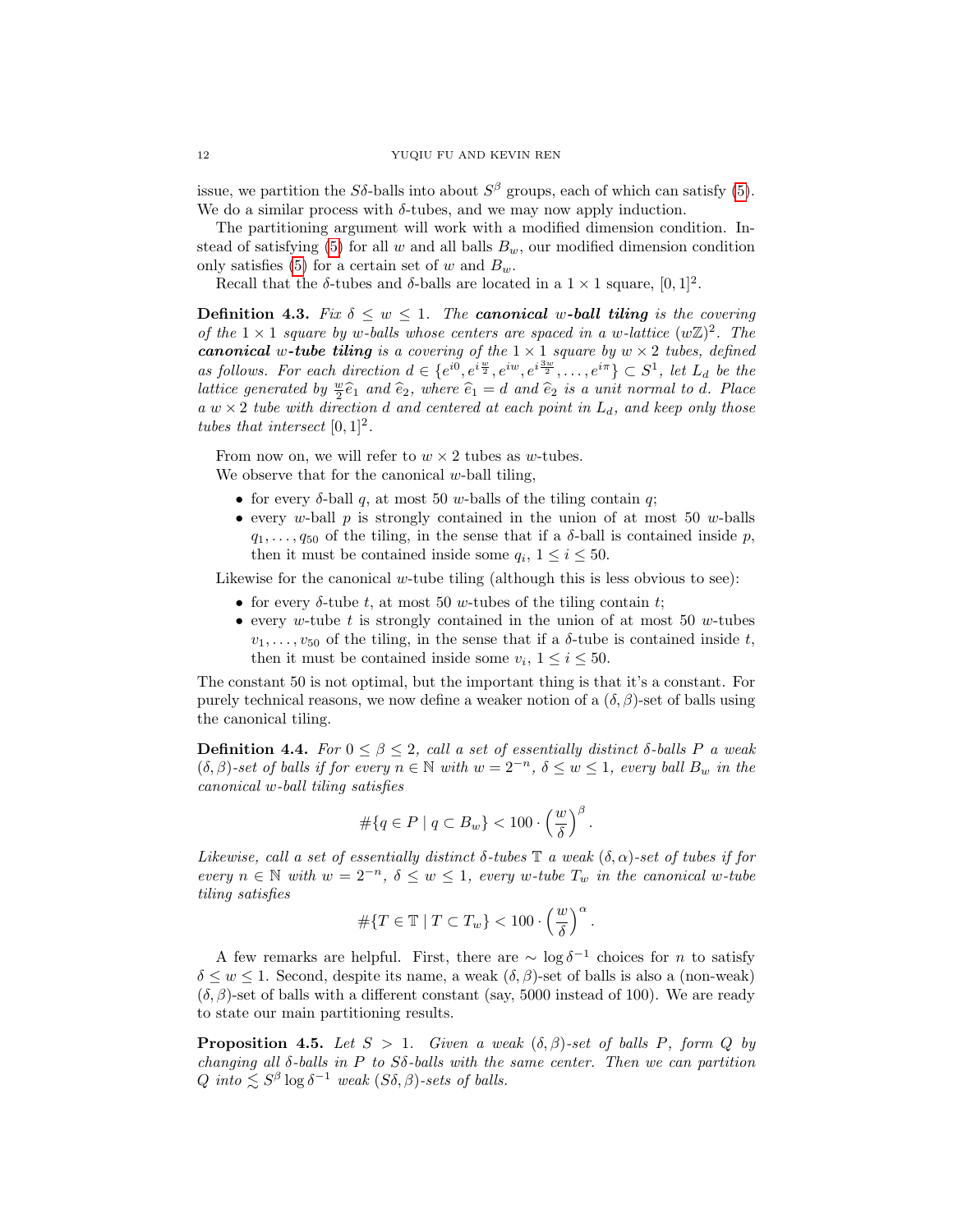issue, we partition the $S\delta$-balls into about $S^\beta$ groups, each of which can satisfy (5). We do a similar process with $\delta$-tubes, and we may now apply induction.

The partitioning argument will work with a modified dimension condition. Instead of satisfying (5) for all $w$ and all balls $B_w$, our modified dimension condition only satisfies (5) for a certain set of $w$ and $B_w$.

Recall that the $\delta$-tubes and $\delta$-balls are located in a $1 \times 1$ square, $[0,1]^2$.

**Definition 4.3.** *Fix $\delta \le w \le 1$. The **canonical $w$-ball tiling** is the covering of the $1 \times 1$ square by $w$-balls whose centers are spaced in a $w$-lattice $(w\mathbb{Z})^2$. The **canonical $w$-tube tiling** is a covering of the $1 \times 1$ square by $w \times 2$ tubes, defined as follows. For each direction $d \in \{e^{i0}, e^{i\frac{w}{2}}, e^{iw}, e^{i\frac{3w}{2}}, \dots, e^{i\pi}\} \subset S^1$, let $L_d$ be the lattice generated by $\frac{w}{2}\widehat{e}_1$ and $\widehat{e}_2$, where $\widehat{e}_1 = d$ and $\widehat{e}_2$ is a unit normal to $d$. Place a $w \times 2$ tube with direction $d$ and centered at each point in $L_d$, and keep only those tubes that intersect $[0,1]^2$.*

From now on, we will refer to $w \times 2$ tubes as $w$-tubes.

We observe that for the canonical $w$-ball tiling,

- for every $\delta$-ball $q$, at most 50 $w$-balls of the tiling contain $q$;
- every $w$-ball $p$ is strongly contained in the union of at most 50 $w$-balls $q_1, \dots, q_{50}$ of the tiling, in the sense that if a $\delta$-ball is contained inside $p$, then it must be contained inside some $q_i$, $1 \le i \le 50$.

Likewise for the canonical $w$-tube tiling (although this is less obvious to see):

- for every $\delta$-tube $t$, at most 50 $w$-tubes of the tiling contain $t$;
- every $w$-tube $t$ is strongly contained in the union of at most 50 $w$-tubes $v_1, \dots, v_{50}$ of the tiling, in the sense that if a $\delta$-tube is contained inside $t$, then it must be contained inside some $v_i$, $1 \le i \le 50$.

The constant 50 is not optimal, but the important thing is that it's a constant. For purely technical reasons, we now define a weaker notion of a $(\delta, \beta)$-set of balls using the canonical tiling.

**Definition 4.4.** *For $0 \le \beta \le 2$, call a set of essentially distinct $\delta$-balls $P$ a weak $(\delta, \beta)$-set of balls if for every $n \in \mathbb{N}$ with $w = 2^{-n}$, $\delta \le w \le 1$, every ball $B_w$ in the canonical $w$-ball tiling satisfies*

$$\#\{q \in P \mid q \subset B_w\} < 100 \cdot \left(\frac{w}{\delta}\right)^\beta.$$

*Likewise, call a set of essentially distinct $\delta$-tubes $\mathbb{T}$ a weak $(\delta, \alpha)$-set of tubes if for every $n \in \mathbb{N}$ with $w = 2^{-n}$, $\delta \le w \le 1$, every $w$-tube $T_w$ in the canonical $w$-tube tiling satisfies*

$$\#\{T \in \mathbb{T} \mid T \subset T_w\} < 100 \cdot \left(\frac{w}{\delta}\right)^\alpha.$$

A few remarks are helpful. First, there are $\sim \log \delta^{-1}$ choices for $n$ to satisfy $\delta \le w \le 1$. Second, despite its name, a weak $(\delta, \beta)$-set of balls is also a (non-weak) $(\delta, \beta)$-set of balls with a different constant (say, 5000 instead of 100). We are ready to state our main partitioning results.

**Proposition 4.5.** *Let $S > 1$. Given a weak $(\delta, \beta)$-set of balls $P$, form $Q$ by changing all $\delta$-balls in $P$ to $S\delta$-balls with the same center. Then we can partition $Q$ into $\lesssim S^\beta \log \delta^{-1}$ weak $(S\delta, \beta)$-sets of balls.*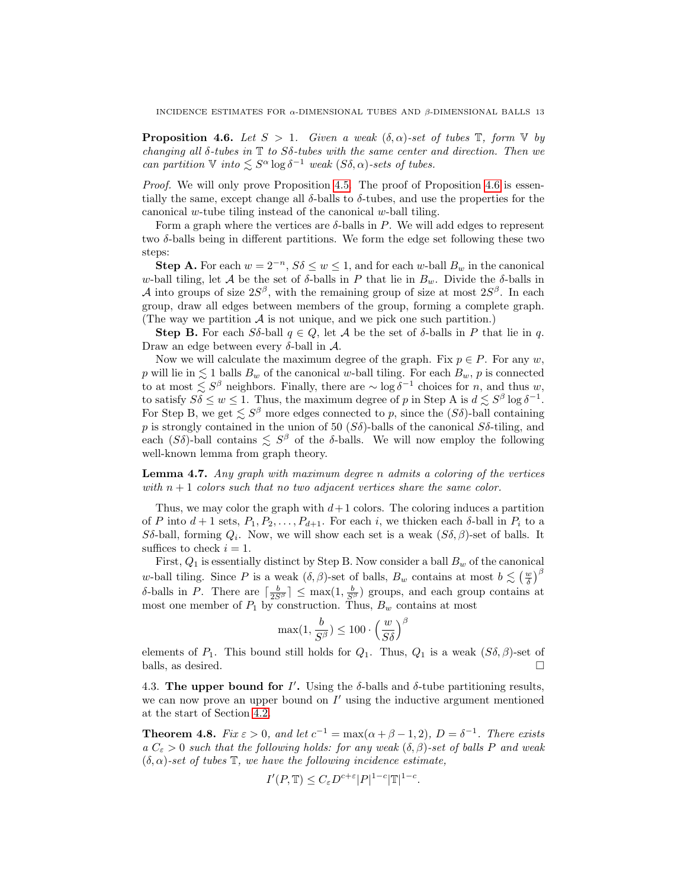**Proposition 4.6.** *Let $S > 1$. Given a weak $(\delta, \alpha)$-set of tubes $\mathbb{T}$, form $\mathbb{V}$ by changing all $\delta$-tubes in $\mathbb{T}$ to $S\delta$-tubes with the same center and direction. Then we can partition $\mathbb{V}$ into $\lesssim S^\alpha \log \delta^{-1}$ weak $(S\delta, \alpha)$-sets of tubes.*

*Proof.* We will only prove Proposition 4.5. The proof of Proposition 4.6 is essentially the same, except change all $\delta$-balls to $\delta$-tubes, and use the properties for the canonical $w$-tube tiling instead of the canonical $w$-ball tiling.

Form a graph where the vertices are $\delta$-balls in $P$. We will add edges to represent two $\delta$-balls being in different partitions. We form the edge set following these two steps:

**Step A.** For each $w = 2^{-n}$, $S\delta \le w \le 1$, and for each $w$-ball $B_w$ in the canonical $w$-ball tiling, let $\mathcal{A}$ be the set of $\delta$-balls in $P$ that lie in $B_w$. Divide the $\delta$-balls in $\mathcal{A}$ into groups of size $2S^\beta$, with the remaining group of size at most $2S^\beta$. In each group, draw all edges between members of the group, forming a complete graph. (The way we partition $\mathcal{A}$ is not unique, and we pick one such partition.)

**Step B.** For each $S\delta$-ball $q \in Q$, let $\mathcal{A}$ be the set of $\delta$-balls in $P$ that lie in $q$. Draw an edge between every $\delta$-ball in $\mathcal{A}$.

Now we will calculate the maximum degree of the graph. Fix $p \in P$. For any $w$, $p$ will lie in $\lesssim 1$ balls $B_w$ of the canonical $w$-ball tiling. For each $B_w$, $p$ is connected to at most $\lesssim S^\beta$ neighbors. Finally, there are $\sim \log \delta^{-1}$ choices for $n$, and thus $w$, to satisfy $S\delta \le w \le 1$. Thus, the maximum degree of $p$ in Step A is $d \lesssim S^\beta \log \delta^{-1}$. For Step B, we get $\lesssim S^\beta$ more edges connected to $p$, since the $(S\delta)$-ball containing $p$ is strongly contained in the union of 50 $(S\delta)$-balls of the canonical $S\delta$-tiling, and each $(S\delta)$-ball contains $\lesssim S^\beta$ of the $\delta$-balls. We will now employ the following well-known lemma from graph theory.

**Lemma 4.7.** *Any graph with maximum degree $n$ admits a coloring of the vertices with $n+1$ colors such that no two adjacent vertices share the same color.*

Thus, we may color the graph with $d+1$ colors. The coloring induces a partition of $P$ into $d+1$ sets, $P_1, P_2, \ldots, P_{d+1}$. For each $i$, we thicken each $\delta$-ball in $P_i$ to a $S\delta$-ball, forming $Q_i$. Now, we will show each set is a weak $(S\delta, \beta)$-set of balls. It suffices to check $i = 1$.

First, $Q_1$ is essentially distinct by Step B. Now consider a ball $B_w$ of the canonical $w$-ball tiling. Since $P$ is a weak $(\delta, \beta)$-set of balls, $B_w$ contains at most $b \lesssim \left(\frac{w}{\delta}\right)^\beta$ $\delta$-balls in $P$. There are $\lceil \frac{b}{2S^\beta} \rceil \le \max(1, \frac{b}{S^\beta})$ groups, and each group contains at most one member of $P_1$ by construction. Thus, $B_w$ contains at most

$$\max(1, \frac{b}{S^\beta}) \le 100 \cdot \left(\frac{w}{S\delta}\right)^\beta$$

elements of $P_1$. This bound still holds for $Q_1$. Thus, $Q_1$ is a weak $(S\delta, \beta)$-set of balls, as desired. $\square$

4.3. **The upper bound for $I'$.** Using the $\delta$-balls and $\delta$-tube partitioning results, we can now prove an upper bound on $I'$ using the inductive argument mentioned at the start of Section 4.2.

**Theorem 4.8.** *Fix $\varepsilon > 0$, and let $c^{-1} = \max(\alpha + \beta - 1, 2)$, $D = \delta^{-1}$. There exists a $C_\varepsilon > 0$ such that the following holds: for any weak $(\delta, \beta)$-set of balls $P$ and weak $(\delta, \alpha)$-set of tubes $\mathbb{T}$, we have the following incidence estimate,*

$$I'(P, \mathbb{T}) \le C_\varepsilon D^{c+\varepsilon} |P|^{1-c} |\mathbb{T}|^{1-c}.$$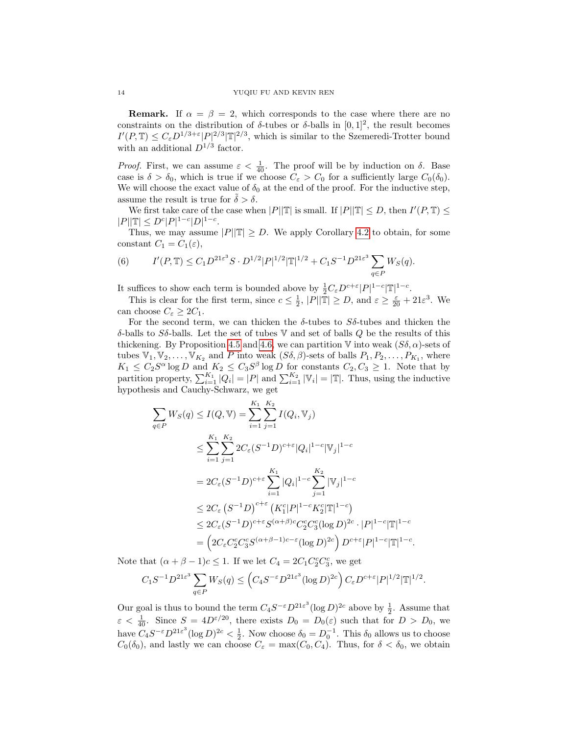**Remark.** If $\alpha = \beta = 2$, which corresponds to the case where there are no constraints on the distribution of $\delta$-tubes or $\delta$-balls in $[0,1]^2$, the result becomes $I'(P,\mathbb{T}) \le C_\varepsilon D^{1/3+\varepsilon}|P|^{2/3}|\mathbb{T}|^{2/3}$, which is similar to the Szemeredi-Trotter bound with an additional $D^{1/3}$ factor.

*Proof.* First, we can assume $\varepsilon < \frac{1}{40}$. The proof will be by induction on $\delta$. Base case is $\delta > \delta_0$, which is true if we choose $C_\varepsilon > C_0$ for a sufficiently large $C_0(\delta_0)$. We will choose the exact value of $\delta_0$ at the end of the proof. For the inductive step, assume the result is true for $\tilde{\delta} > \delta$.

We first take care of the case when $|P||\mathbb{T}|$ is small. If $|P||\mathbb{T}| \le D$, then $I'(P,\mathbb{T}) \le |P||\mathbb{T}| \le D^c|P|^{1-c}|D|^{1-c}$.

Thus, we may assume $|P||\mathbb{T}| \ge D$. We apply Corollary 4.2 to obtain, for some constant $C_1 = C_1(\varepsilon)$,

$$I'(P,\mathbb{T}) \le C_1 D^{21\varepsilon^3} S \cdot D^{1/2}|P|^{1/2}|\mathbb{T}|^{1/2} + C_1 S^{-1} D^{21\varepsilon^3} \sum_{q\in P} W_S(q). \tag{6}$$

It suffices to show each term is bounded above by $\frac{1}{2}C_\varepsilon D^{c+\varepsilon}|P|^{1-c}|\mathbb{T}|^{1-c}$.

This is clear for the first term, since $c \le \frac{1}{2}$, $|P||\mathbb{T}| \ge D$, and $\varepsilon \ge \frac{\varepsilon}{20} + 21\varepsilon^3$. We can choose $C_\varepsilon \ge 2C_1$.

For the second term, we can thicken the $\delta$-tubes to $S\delta$-tubes and thicken the $\delta$-balls to $S\delta$-balls. Let the set of tubes $\mathbb{V}$ and set of balls $Q$ be the results of this thickening. By Proposition 4.5 and 4.6, we can partition $\mathbb{V}$ into weak $(S\delta,\alpha)$-sets of tubes $\mathbb{V}_1, \mathbb{V}_2, \dots, \mathbb{V}_{K_2}$ and $P$ into weak $(S\delta,\beta)$-sets of balls $P_1, P_2, \dots, P_{K_1}$, where $K_1 \le C_2 S^\alpha \log D$ and $K_2 \le C_3 S^\beta \log D$ for constants $C_2, C_3 \ge 1$. Note that by partition property, $\sum_{i=1}^{K_1}|Q_i| = |P|$ and $\sum_{i=1}^{K_2}|\mathbb{V}_i| = |\mathbb{T}|$. Thus, using the inductive hypothesis and Cauchy-Schwarz, we get

$$\begin{aligned}
\sum_{q\in P} W_S(q) \le I(Q,\mathbb{V}) &= \sum_{i=1}^{K_1}\sum_{j=1}^{K_2} I(Q_i,\mathbb{V}_j) \\
&\le \sum_{i=1}^{K_1}\sum_{j=1}^{K_2} 2C_\varepsilon (S^{-1}D)^{c+\varepsilon}|Q_i|^{1-c}|\mathbb{V}_j|^{1-c} \\
&= 2C_\varepsilon (S^{-1}D)^{c+\varepsilon}\sum_{i=1}^{K_1}|Q_i|^{1-c}\sum_{j=1}^{K_2}|\mathbb{V}_j|^{1-c} \\
&\le 2C_\varepsilon \left(S^{-1}D\right)^{c+\varepsilon}\left(K_1^c|P|^{1-c}K_2^c|\mathbb{T}|^{1-c}\right) \\
&\le 2C_\varepsilon (S^{-1}D)^{c+\varepsilon} S^{(\alpha+\beta)c} C_2^c C_3^c (\log D)^{2c} \cdot |P|^{1-c}|\mathbb{T}|^{1-c} \\
&= \left(2C_\varepsilon C_2^c C_3^c S^{(\alpha+\beta-1)c-\varepsilon}(\log D)^{2c}\right) D^{c+\varepsilon}|P|^{1-c}|\mathbb{T}|^{1-c}.
\end{aligned}$$

Note that $(\alpha+\beta-1)c \le 1$. If we let $C_4 = 2C_1 C_2^c C_3^c$, we get

$$C_1 S^{-1} D^{21\varepsilon^3}\sum_{q\in P} W_S(q) \le \left(C_4 S^{-\varepsilon} D^{21\varepsilon^3}(\log D)^{2c}\right) C_\varepsilon D^{c+\varepsilon}|P|^{1/2}|\mathbb{T}|^{1/2}.$$

Our goal is thus to bound the term $C_4 S^{-\varepsilon} D^{21\varepsilon^3}(\log D)^{2c}$ above by $\frac{1}{2}$. Assume that $\varepsilon < \frac{1}{40}$. Since $S = 4D^{\varepsilon/20}$, there exists $D_0 = D_0(\varepsilon)$ such that for $D > D_0$, we have $C_4 S^{-\varepsilon} D^{21\varepsilon^3}(\log D)^{2c} < \frac{1}{2}$. Now choose $\delta_0 = D_0^{-1}$. This $\delta_0$ allows us to choose $C_0(\delta_0)$, and lastly we can choose $C_\varepsilon = \max(C_0, C_4)$. Thus, for $\delta < \delta_0$, we obtain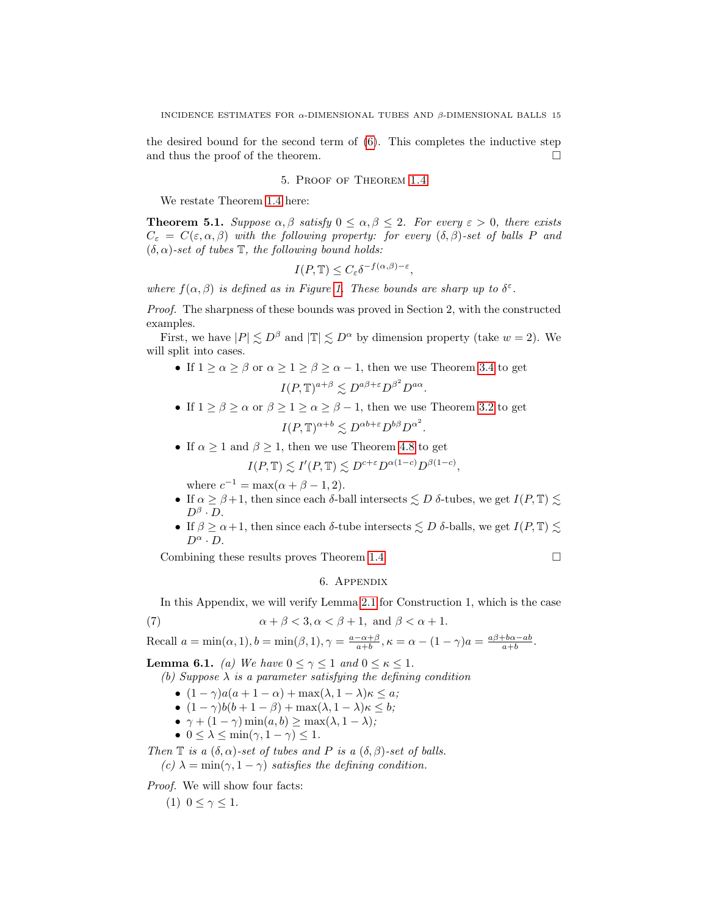the desired bound for the second term of (6). This completes the inductive step and thus the proof of the theorem. □

## 5. Proof of Theorem 1.4

We restate Theorem 1.4 here:

**Theorem 5.1.** *Suppose $\alpha, \beta$ satisfy $0 \leq \alpha, \beta \leq 2$. For every $\varepsilon > 0$, there exists $C_\varepsilon = C(\varepsilon, \alpha, \beta)$ with the following property: for every $(\delta, \beta)$-set of balls $P$ and $(\delta, \alpha)$-set of tubes $\mathbb{T}$, the following bound holds:*

$$I(P, \mathbb{T}) \leq C_\varepsilon \delta^{-f(\alpha,\beta)-\varepsilon},$$

*where $f(\alpha, \beta)$ is defined as in Figure 1. These bounds are sharp up to $\delta^\varepsilon$.*

*Proof.* The sharpness of these bounds was proved in Section 2, with the constructed examples.

First, we have $|P| \lesssim D^\beta$ and $|\mathbb{T}| \lesssim D^\alpha$ by dimension property (take $w = 2$). We will split into cases.

- If $1 \geq \alpha \geq \beta$ or $\alpha \geq 1 \geq \beta \geq \alpha - 1$, then we use Theorem 3.4 to get
$$I(P, \mathbb{T})^{a+\beta} \lessapprox D^{a\beta+\varepsilon} D^{\beta^2} D^{a\alpha}.$$
- If $1 \geq \beta \geq \alpha$ or $\beta \geq 1 \geq \alpha \geq \beta - 1$, then we use Theorem 3.2 to get
$$I(P, \mathbb{T})^{\alpha+b} \lessapprox D^{\alpha b+\varepsilon} D^{b\beta} D^{\alpha^2}.$$
- If $\alpha \geq 1$ and $\beta \geq 1$, then we use Theorem 4.8 to get
$$I(P, \mathbb{T}) \lesssim I'(P, \mathbb{T}) \lessapprox D^{c+\varepsilon} D^{\alpha(1-c)} D^{\beta(1-c)},$$
where $c^{-1} = \max(\alpha + \beta - 1, 2)$.
- If $\alpha \geq \beta+1$, then since each $\delta$-ball intersects $\lesssim D$ $\delta$-tubes, we get $I(P, \mathbb{T}) \lesssim D^\beta \cdot D$.
- If $\beta \geq \alpha+1$, then since each $\delta$-tube intersects $\lesssim D$ $\delta$-balls, we get $I(P, \mathbb{T}) \lesssim D^\alpha \cdot D$.

Combining these results proves Theorem 1.4. □

## 6. Appendix

In this Appendix, we will verify Lemma 2.1 for Construction 1, which is the case

$$\alpha + \beta < 3, \alpha < \beta + 1, \text{ and } \beta < \alpha + 1. \tag{7}$$

Recall $a = \min(\alpha, 1), b = \min(\beta, 1), \gamma = \frac{a-\alpha+\beta}{a+b}, \kappa = \alpha - (1-\gamma)a = \frac{a\beta+b\alpha-ab}{a+b}$.

**Lemma 6.1.** *(a) We have $0 \leq \gamma \leq 1$ and $0 \leq \kappa \leq 1$.*

*(b) Suppose $\lambda$ is a parameter satisfying the defining condition*

- *$(1-\gamma)a(a+1-\alpha) + \max(\lambda, 1-\lambda)\kappa \leq a$;*
- *$(1-\gamma)b(b+1-\beta) + \max(\lambda, 1-\lambda)\kappa \leq b$;*
- *$\gamma + (1-\gamma)\min(a, b) \geq \max(\lambda, 1-\lambda)$;*
- *$0 \leq \lambda \leq \min(\gamma, 1-\gamma) \leq 1$.*

*Then $\mathbb{T}$ is a $(\delta, \alpha)$-set of tubes and $P$ is a $(\delta, \beta)$-set of balls.*

*(c) $\lambda = \min(\gamma, 1-\gamma)$ satisfies the defining condition.*

*Proof.* We will show four facts:

(1) $0 \leq \gamma \leq 1$.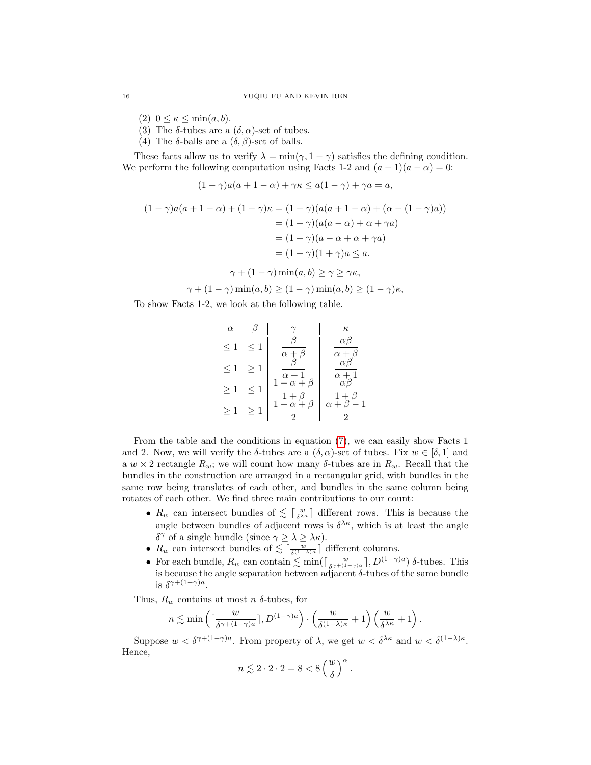(2) $0 \le \kappa \le \min(a, b)$.
(3) The $\delta$-tubes are a $(\delta, \alpha)$-set of tubes.
(4) The $\delta$-balls are a $(\delta, \beta)$-set of balls.

These facts allow us to verify $\lambda = \min(\gamma, 1-\gamma)$ satisfies the defining condition. We perform the following computation using Facts 1-2 and $(a-1)(a-\alpha) = 0$:

$$(1-\gamma)a(a+1-\alpha) + \gamma\kappa \le a(1-\gamma) + \gamma a = a,$$

$$\begin{aligned}(1-\gamma)a(a+1-\alpha) + (1-\gamma)\kappa &= (1-\gamma)(a(a+1-\alpha) + (\alpha - (1-\gamma)a)) \\ &= (1-\gamma)(a(a-\alpha) + \alpha + \gamma a) \\ &= (1-\gamma)(a - \alpha + \alpha + \gamma a) \\ &= (1-\gamma)(1+\gamma)a \le a.\end{aligned}$$

$$\gamma + (1-\gamma)\min(a,b) \ge \gamma \ge \gamma\kappa,$$

$$\gamma + (1-\gamma)\min(a,b) \ge (1-\gamma)\min(a,b) \ge (1-\gamma)\kappa,$$

To show Facts 1-2, we look at the following table.

| $\alpha$ | $\beta$ | $\gamma$ | $\kappa$ |
|---|---|---|---|
| $\le 1$ | $\le 1$ | $\dfrac{\beta}{\alpha+\beta}$ | $\dfrac{\alpha\beta}{\alpha+\beta}$ |
| $\le 1$ | $\ge 1$ | $\dfrac{\beta}{\alpha+1}$ | $\dfrac{\alpha\beta}{\alpha+1}$ |
| $\ge 1$ | $\le 1$ | $\dfrac{1-\alpha+\beta}{1+\beta}$ | $\dfrac{\alpha\beta}{1+\beta}$ |
| $\ge 1$ | $\ge 1$ | $\dfrac{1-\alpha+\beta}{2}$ | $\dfrac{\alpha+\beta-1}{2}$ |

From the table and the conditions in equation (7), we can easily show Facts 1 and 2. Now, we will verify the $\delta$-tubes are a $(\delta, \alpha)$-set of tubes. Fix $w \in [\delta, 1]$ and a $w \times 2$ rectangle $R_w$; we will count how many $\delta$-tubes are in $R_w$. Recall that the bundles in the construction are arranged in a rectangular grid, with bundles in the same row being translates of each other, and bundles in the same column being rotates of each other. We find three main contributions to our count:

- $R_w$ can intersect bundles of $\lesssim \lceil \frac{w}{\delta^{\lambda\kappa}} \rceil$ different rows. This is because the angle between bundles of adjacent rows is $\delta^{\lambda\kappa}$, which is at least the angle $\delta^{\gamma}$ of a single bundle (since $\gamma \ge \lambda \ge \lambda\kappa$).
- $R_w$ can intersect bundles of $\lesssim \lceil \frac{w}{\delta^{(1-\lambda)\kappa}} \rceil$ different columns.
- For each bundle, $R_w$ can contain $\lesssim \min(\lceil \frac{w}{\delta^{\gamma+(1-\gamma)a}} \rceil, D^{(1-\gamma)a})$ $\delta$-tubes. This is because the angle separation between adjacent $\delta$-tubes of the same bundle is $\delta^{\gamma+(1-\gamma)a}$.

Thus, $R_w$ contains at most $n$ $\delta$-tubes, for

$$n \lesssim \min\left(\lceil \frac{w}{\delta^{\gamma+(1-\gamma)a}} \rceil, D^{(1-\gamma)a}\right) \cdot \left(\frac{w}{\delta^{(1-\lambda)\kappa}} + 1\right)\left(\frac{w}{\delta^{\lambda\kappa}} + 1\right).$$

Suppose $w < \delta^{\gamma+(1-\gamma)a}$. From property of $\lambda$, we get $w < \delta^{\lambda\kappa}$ and $w < \delta^{(1-\lambda)\kappa}$. Hence,

$$n \lesssim 2 \cdot 2 \cdot 2 = 8 < 8\left(\frac{w}{\delta}\right)^{\alpha}.$$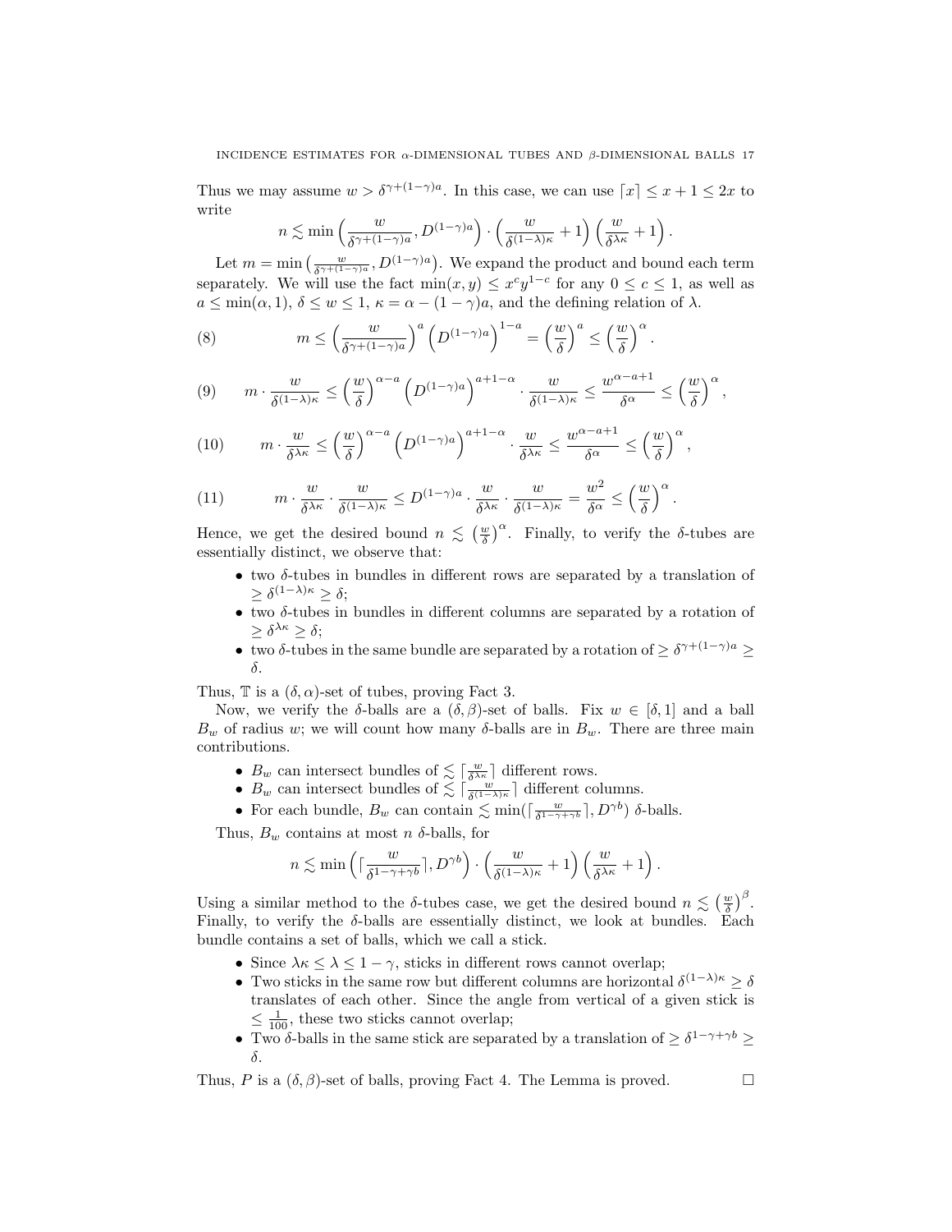Thus we may assume $w > \delta^{\gamma+(1-\gamma)a}$. In this case, we can use $\lceil x \rceil \le x + 1 \le 2x$ to write

$$n \lesssim \min\left(\frac{w}{\delta^{\gamma+(1-\gamma)a}}, D^{(1-\gamma)a}\right) \cdot \left(\frac{w}{\delta^{(1-\lambda)\kappa}} + 1\right)\left(\frac{w}{\delta^{\lambda\kappa}} + 1\right).$$

Let $m = \min\left(\frac{w}{\delta^{\gamma+(1-\gamma)a}}, D^{(1-\gamma)a}\right)$. We expand the product and bound each term separately. We will use the fact $\min(x, y) \le x^c y^{1-c}$ for any $0 \le c \le 1$, as well as $a \le \min(\alpha, 1)$, $\delta \le w \le 1$, $\kappa = \alpha - (1-\gamma)a$, and the defining relation of $\lambda$.

$$m \le \left(\frac{w}{\delta^{\gamma+(1-\gamma)a}}\right)^a \left(D^{(1-\gamma)a}\right)^{1-a} = \left(\frac{w}{\delta}\right)^a \le \left(\frac{w}{\delta}\right)^\alpha. \tag{8}$$

$$m \cdot \frac{w}{\delta^{(1-\lambda)\kappa}} \le \left(\frac{w}{\delta}\right)^{\alpha-a} \left(D^{(1-\gamma)a}\right)^{a+1-\alpha} \cdot \frac{w}{\delta^{(1-\lambda)\kappa}} \le \frac{w^{\alpha-a+1}}{\delta^\alpha} \le \left(\frac{w}{\delta}\right)^\alpha, \tag{9}$$

$$m \cdot \frac{w}{\delta^{\lambda\kappa}} \le \left(\frac{w}{\delta}\right)^{\alpha-a} \left(D^{(1-\gamma)a}\right)^{a+1-\alpha} \cdot \frac{w}{\delta^{\lambda\kappa}} \le \frac{w^{\alpha-a+1}}{\delta^\alpha} \le \left(\frac{w}{\delta}\right)^\alpha, \tag{10}$$

$$m \cdot \frac{w}{\delta^{\lambda\kappa}} \cdot \frac{w}{\delta^{(1-\lambda)\kappa}} \le D^{(1-\gamma)a} \cdot \frac{w}{\delta^{\lambda\kappa}} \cdot \frac{w}{\delta^{(1-\lambda)\kappa}} = \frac{w^2}{\delta^\alpha} \le \left(\frac{w}{\delta}\right)^\alpha. \tag{11}$$

Hence, we get the desired bound $n \lesssim \left(\frac{w}{\delta}\right)^\alpha$. Finally, to verify the $\delta$-tubes are essentially distinct, we observe that:

- two $\delta$-tubes in bundles in different rows are separated by a translation of $\ge \delta^{(1-\lambda)\kappa} \ge \delta$;
- two $\delta$-tubes in bundles in different columns are separated by a rotation of $\ge \delta^{\lambda\kappa} \ge \delta$;
- two $\delta$-tubes in the same bundle are separated by a rotation of $\ge \delta^{\gamma+(1-\gamma)a} \ge \delta$.

Thus, $\mathbb{T}$ is a $(\delta, \alpha)$-set of tubes, proving Fact 3.

Now, we verify the $\delta$-balls are a $(\delta, \beta)$-set of balls. Fix $w \in [\delta, 1]$ and a ball $B_w$ of radius $w$; we will count how many $\delta$-balls are in $B_w$. There are three main contributions.

- $B_w$ can intersect bundles of $\lesssim \lceil \frac{w}{\delta^{\lambda\kappa}} \rceil$ different rows.
- $B_w$ can intersect bundles of $\lesssim \lceil \frac{w}{\delta^{(1-\lambda)\kappa}} \rceil$ different columns.
- For each bundle, $B_w$ can contain $\lesssim \min(\lceil \frac{w}{\delta^{1-\gamma+\gamma b}} \rceil, D^{\gamma b})$ $\delta$-balls.

Thus, $B_w$ contains at most $n$ $\delta$-balls, for

$$n \lesssim \min\left(\lceil \frac{w}{\delta^{1-\gamma+\gamma b}} \rceil, D^{\gamma b}\right) \cdot \left(\frac{w}{\delta^{(1-\lambda)\kappa}} + 1\right)\left(\frac{w}{\delta^{\lambda\kappa}} + 1\right).$$

Using a similar method to the $\delta$-tubes case, we get the desired bound $n \lesssim \left(\frac{w}{\delta}\right)^\beta$. Finally, to verify the $\delta$-balls are essentially distinct, we look at bundles. Each bundle contains a set of balls, which we call a stick.

- Since $\lambda\kappa \le \lambda \le 1 - \gamma$, sticks in different rows cannot overlap;
- Two sticks in the same row but different columns are horizontal $\delta^{(1-\lambda)\kappa} \ge \delta$ translates of each other. Since the angle from vertical of a given stick is $\le \frac{1}{100}$, these two sticks cannot overlap;
- Two $\delta$-balls in the same stick are separated by a translation of $\ge \delta^{1-\gamma+\gamma b} \ge \delta$.

Thus, $P$ is a $(\delta, \beta)$-set of balls, proving Fact 4. The Lemma is proved. $\square$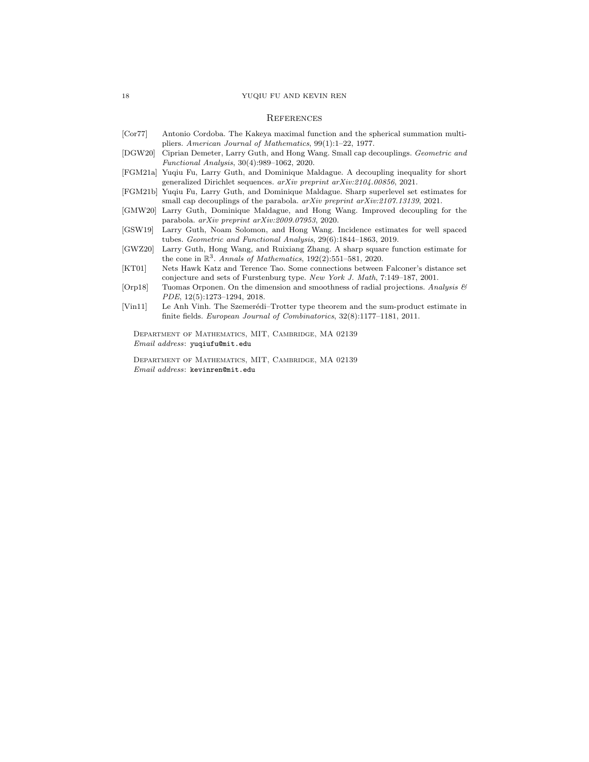## References

[Cor77] Antonio Cordoba. The Kakeya maximal function and the spherical summation multipliers. *American Journal of Mathematics*, 99(1):1–22, 1977.

[DGW20] Ciprian Demeter, Larry Guth, and Hong Wang. Small cap decouplings. *Geometric and Functional Analysis*, 30(4):989–1062, 2020.

[FGM21a] Yuqiu Fu, Larry Guth, and Dominique Maldague. A decoupling inequality for short generalized Dirichlet sequences. *arXiv preprint arXiv:2104.00856*, 2021.

[FGM21b] Yuqiu Fu, Larry Guth, and Dominique Maldague. Sharp superlevel set estimates for small cap decouplings of the parabola. *arXiv preprint arXiv:2107.13139*, 2021.

[GMW20] Larry Guth, Dominique Maldague, and Hong Wang. Improved decoupling for the parabola. *arXiv preprint arXiv:2009.07953*, 2020.

[GSW19] Larry Guth, Noam Solomon, and Hong Wang. Incidence estimates for well spaced tubes. *Geometric and Functional Analysis*, 29(6):1844–1863, 2019.

[GWZ20] Larry Guth, Hong Wang, and Ruixiang Zhang. A sharp square function estimate for the cone in $\mathbb{R}^3$. *Annals of Mathematics*, 192(2):551–581, 2020.

[KT01] Nets Hawk Katz and Terence Tao. Some connections between Falconer's distance set conjecture and sets of Furstenburg type. *New York J. Math*, 7:149–187, 2001.

[Orp18] Tuomas Orponen. On the dimension and smoothness of radial projections. *Analysis & PDE*, 12(5):1273–1294, 2018.

[Vin11] Le Anh Vinh. The Szemerédi–Trotter type theorem and the sum-product estimate in finite fields. *European Journal of Combinatorics*, 32(8):1177–1181, 2011.

Department of Mathematics, MIT, Cambridge, MA 02139
*Email address*: yuqiufu@mit.edu

Department of Mathematics, MIT, Cambridge, MA 02139
*Email address*: kevinren@mit.edu